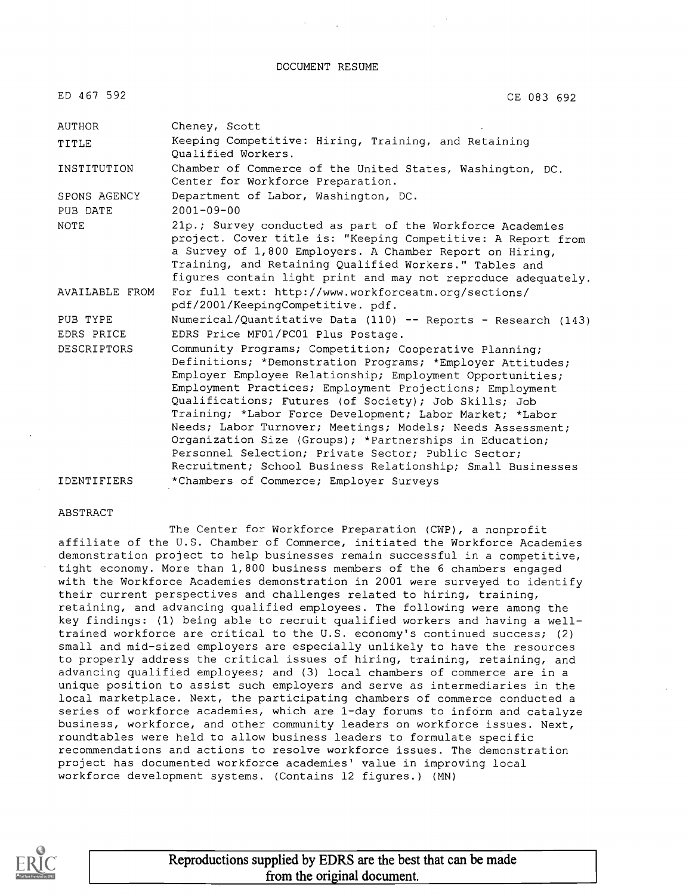DOCUMENT RESUME

ED 467 592 CE 083 692

| | |
|---|---|
| AUTHOR | Cheney, Scott |
| TITLE | Keeping Competitive: Hiring, Training, and Retaining Qualified Workers. |
| INSTITUTION | Chamber of Commerce of the United States, Washington, DC. Center for Workforce Preparation. |
| SPONS AGENCY | Department of Labor, Washington, DC. |
| PUB DATE | 2001-09-00 |
| NOTE | 21p.; Survey conducted as part of the Workforce Academies project. Cover title is: "Keeping Competitive: A Report from a Survey of 1,800 Employers. A Chamber Report on Hiring, Training, and Retaining Qualified Workers." Tables and figures contain light print and may not reproduce adequately. |
| AVAILABLE FROM | For full text: http://www.workforceatm.org/sections/pdf/2001/KeepingCompetitive. pdf. |
| PUB TYPE | Numerical/Quantitative Data (110) -- Reports - Research (143) |
| EDRS PRICE | EDRS Price MF01/PC01 Plus Postage. |
| DESCRIPTORS | Community Programs; Competition; Cooperative Planning; Definitions; *Demonstration Programs; *Employer Attitudes; Employer Employee Relationship; Employment Opportunities; Employment Practices; Employment Projections; Employment Qualifications; Futures (of Society); Job Skills; Job Training; *Labor Force Development; Labor Market; *Labor Needs; Labor Turnover; Meetings; Models; Needs Assessment; Organization Size (Groups); *Partnerships in Education; Personnel Selection; Private Sector; Public Sector; Recruitment; School Business Relationship; Small Businesses |
| IDENTIFIERS | *Chambers of Commerce; Employer Surveys |

ABSTRACT

The Center for Workforce Preparation (CWP), a nonprofit affiliate of the U.S. Chamber of Commerce, initiated the Workforce Academies demonstration project to help businesses remain successful in a competitive, tight economy. More than 1,800 business members of the 6 chambers engaged with the Workforce Academies demonstration in 2001 were surveyed to identify their current perspectives and challenges related to hiring, training, retaining, and advancing qualified employees. The following were among the key findings: (1) being able to recruit qualified workers and having a well-trained workforce are critical to the U.S. economy's continued success; (2) small and mid-sized employers are especially unlikely to have the resources to properly address the critical issues of hiring, training, retaining, and advancing qualified employees; and (3) local chambers of commerce are in a unique position to assist such employers and serve as intermediaries in the local marketplace. Next, the participating chambers of commerce conducted a series of workforce academies, which are 1-day forums to inform and catalyze business, workforce, and other community leaders on workforce issues. Next, roundtables were held to allow business leaders to formulate specific recommendations and actions to resolve workforce issues. The demonstration project has documented workforce academies' value in improving local workforce development systems. (Contains 12 figures.) (MN)

Reproductions supplied by EDRS are the best that can be made from the original document.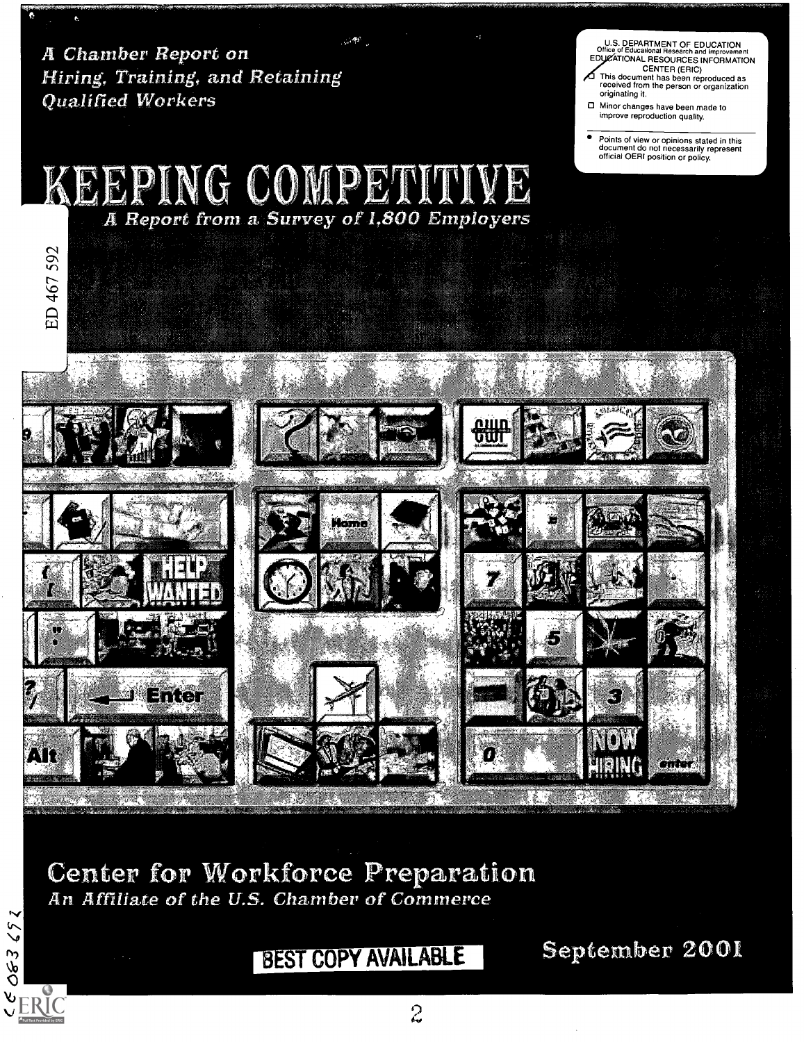*A Chamber Report on Hiring, Training, and Retaining Qualified Workers*

U.S. DEPARTMENT OF EDUCATION
Office of Educational Research and Improvement
EDUCATIONAL RESOURCES INFORMATION CENTER (ERIC)

- This document has been reproduced as received from the person or organization originating it.
- Minor changes have been made to improve reproduction quality.

- Points of view or opinions stated in this document do not necessarily represent official OERI position or policy.

# KEEPING COMPETITIVE

## *A Report from a Survey of 1,800 Employers*

ED 467 592

## Center for Workforce Preparation

*An Affiliate of the U.S. Chamber of Commerce*

BEST COPY AVAILABLE

September 2001

CE 083 652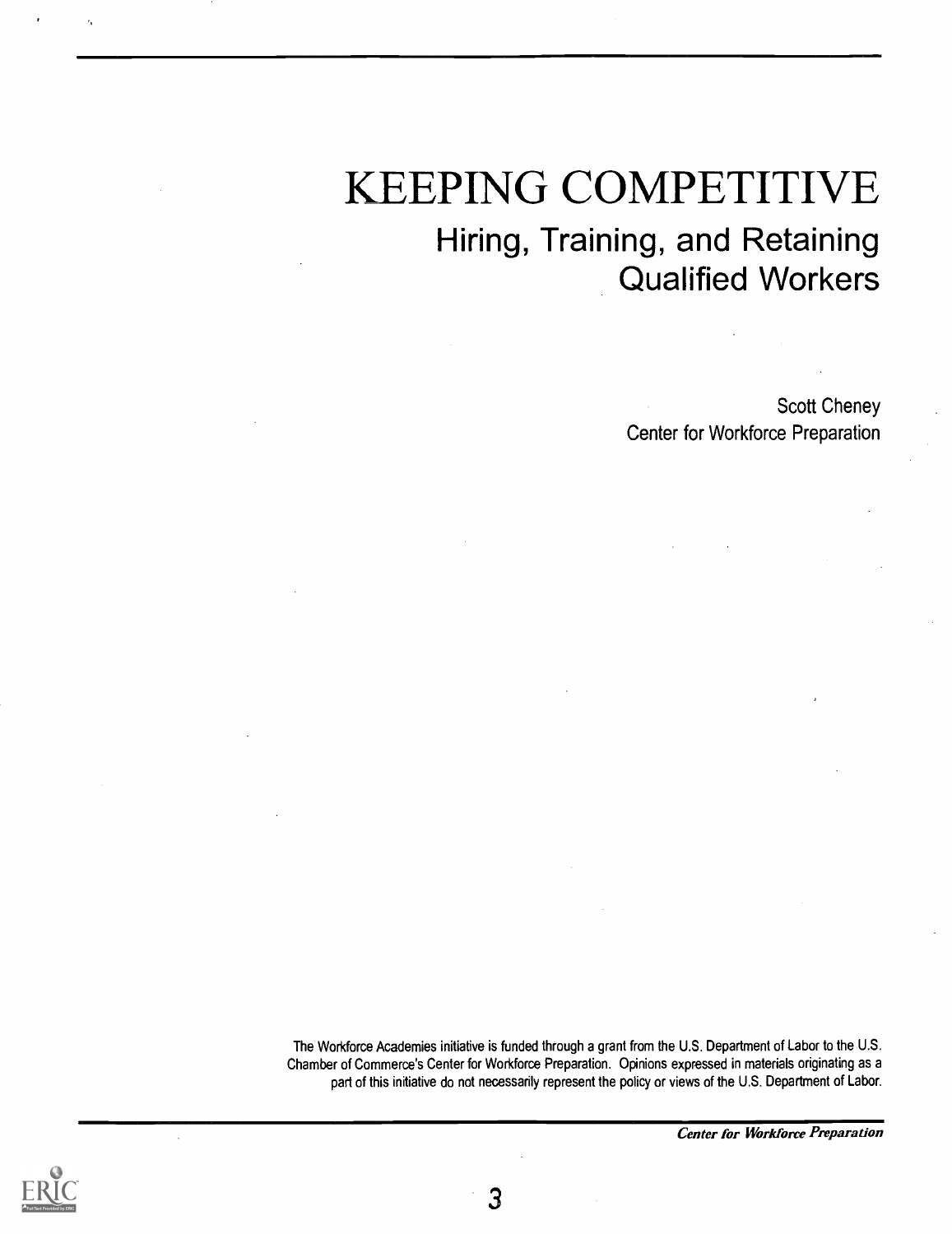# KEEPING COMPETITIVE

## Hiring, Training, and Retaining Qualified Workers

Scott Cheney
Center for Workforce Preparation

The Workforce Academies initiative is funded through a grant from the U.S. Department of Labor to the U.S. Chamber of Commerce's Center for Workforce Preparation. Opinions expressed in materials originating as a part of this initiative do not necessarily represent the policy or views of the U.S. Department of Labor.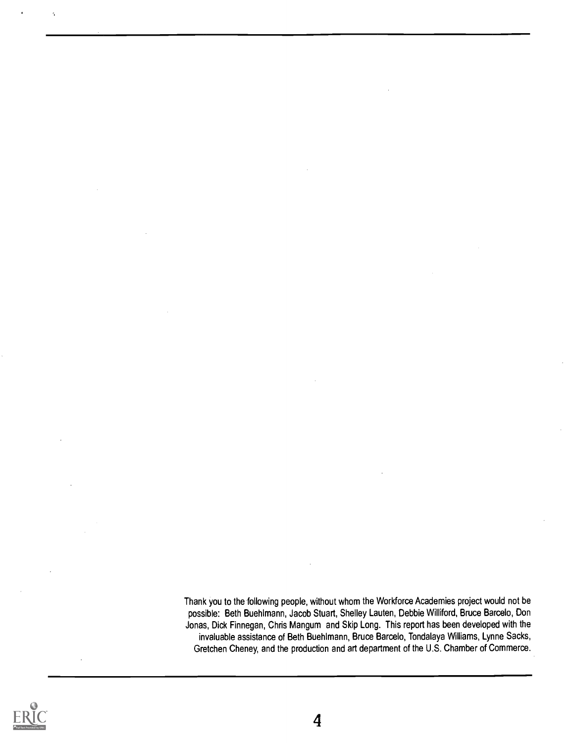Thank you to the following people, without whom the Workforce Academies project would not be possible: Beth Buehlmann, Jacob Stuart, Shelley Lauten, Debbie Williford, Bruce Barcelo, Don Jonas, Dick Finnegan, Chris Mangum and Skip Long. This report has been developed with the invaluable assistance of Beth Buehlmann, Bruce Barcelo, Tondalaya Williams, Lynne Sacks, Gretchen Cheney, and the production and art department of the U.S. Chamber of Commerce.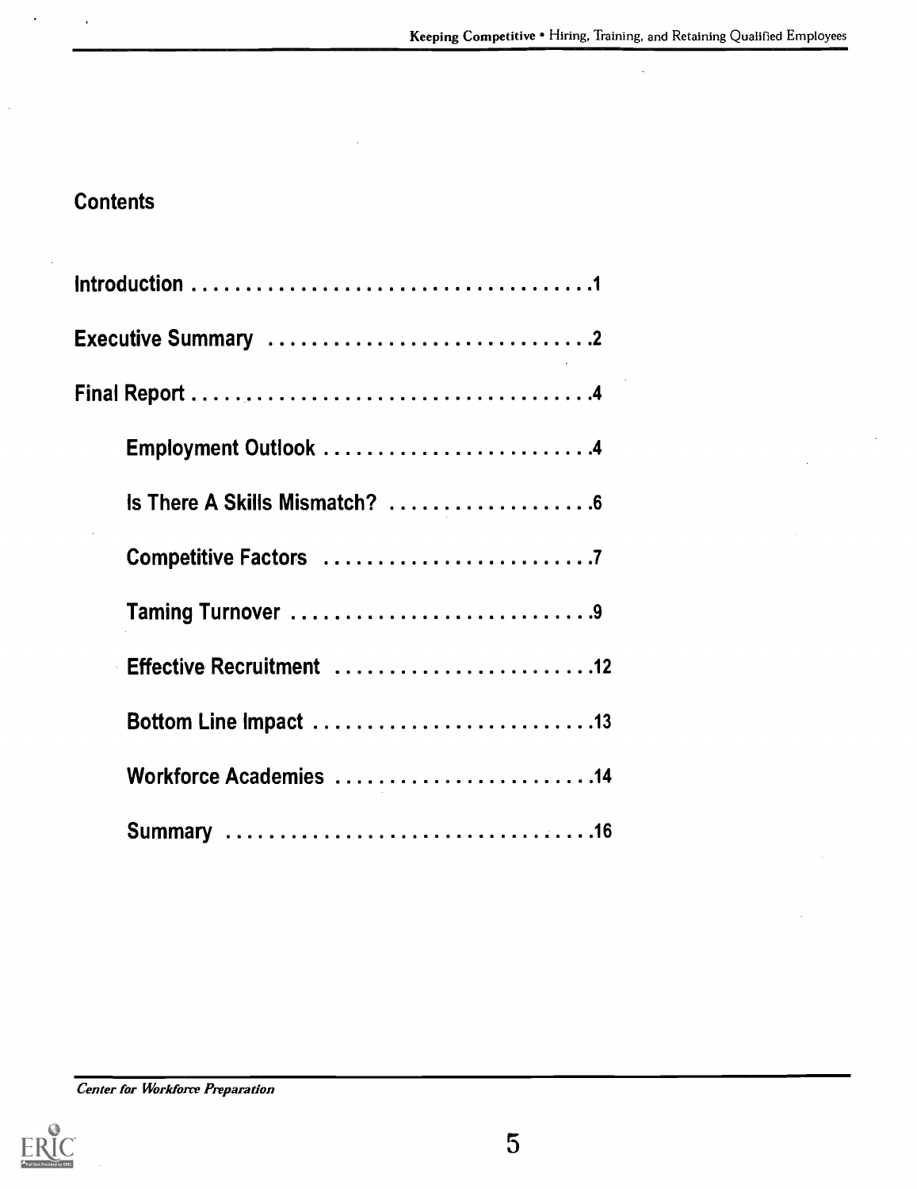## Contents

Introduction . . . . . . . . . . . . . . . . . . . . . . . . . . . . . . . . . . . . .1

Executive Summary . . . . . . . . . . . . . . . . . . . . . . . . . . . . . .2

Final Report . . . . . . . . . . . . . . . . . . . . . . . . . . . . . . . . . . . . .4

- Employment Outlook . . . . . . . . . . . . . . . . . . . . . . . . .4
- Is There A Skills Mismatch? . . . . . . . . . . . . . . . . . . .6
- Competitive Factors . . . . . . . . . . . . . . . . . . . . . . . . .7
- Taming Turnover . . . . . . . . . . . . . . . . . . . . . . . . . . . .9
- Effective Recruitment . . . . . . . . . . . . . . . . . . . . . . . .12
- Bottom Line Impact . . . . . . . . . . . . . . . . . . . . . . . . . .13
- Workforce Academies . . . . . . . . . . . . . . . . . . . . . . . .14
- Summary . . . . . . . . . . . . . . . . . . . . . . . . . . . . . . . . .16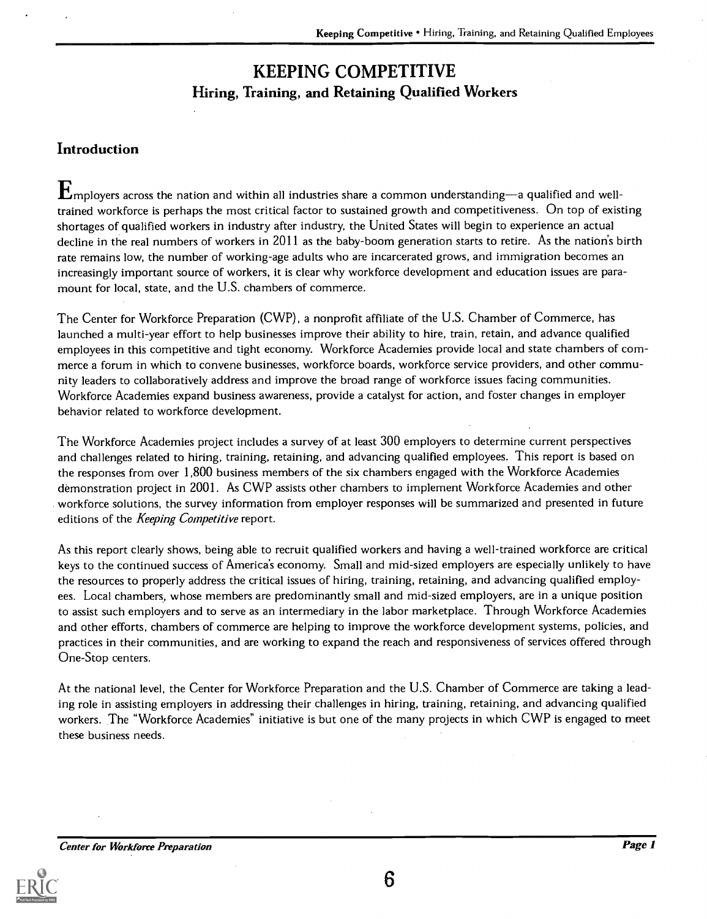# KEEPING COMPETITIVE

## Hiring, Training, and Retaining Qualified Workers

### Introduction

Employers across the nation and within all industries share a common understanding—a qualified and well-trained workforce is perhaps the most critical factor to sustained growth and competitiveness. On top of existing shortages of qualified workers in industry after industry, the United States will begin to experience an actual decline in the real numbers of workers in 2011 as the baby-boom generation starts to retire. As the nation's birth rate remains low, the number of working-age adults who are incarcerated grows, and immigration becomes an increasingly important source of workers, it is clear why workforce development and education issues are paramount for local, state, and the U.S. chambers of commerce.

The Center for Workforce Preparation (CWP), a nonprofit affiliate of the U.S. Chamber of Commerce, has launched a multi-year effort to help businesses improve their ability to hire, train, retain, and advance qualified employees in this competitive and tight economy. Workforce Academies provide local and state chambers of commerce a forum in which to convene businesses, workforce boards, workforce service providers, and other community leaders to collaboratively address and improve the broad range of workforce issues facing communities. Workforce Academies expand business awareness, provide a catalyst for action, and foster changes in employer behavior related to workforce development.

The Workforce Academies project includes a survey of at least 300 employers to determine current perspectives and challenges related to hiring, training, retaining, and advancing qualified employees. This report is based on the responses from over 1,800 business members of the six chambers engaged with the Workforce Academies demonstration project in 2001. As CWP assists other chambers to implement Workforce Academies and other workforce solutions, the survey information from employer responses will be summarized and presented in future editions of the *Keeping Competitive* report.

As this report clearly shows, being able to recruit qualified workers and having a well-trained workforce are critical keys to the continued success of America's economy. Small and mid-sized employers are especially unlikely to have the resources to properly address the critical issues of hiring, training, retaining, and advancing qualified employees. Local chambers, whose members are predominantly small and mid-sized employers, are in a unique position to assist such employers and to serve as an intermediary in the labor marketplace. Through Workforce Academies and other efforts, chambers of commerce are helping to improve the workforce development systems, policies, and practices in their communities, and are working to expand the reach and responsiveness of services offered through One-Stop centers.

At the national level, the Center for Workforce Preparation and the U.S. Chamber of Commerce are taking a leading role in assisting employers in addressing their challenges in hiring, training, retaining, and advancing qualified workers. The "Workforce Academies" initiative is but one of the many projects in which CWP is engaged to meet these business needs.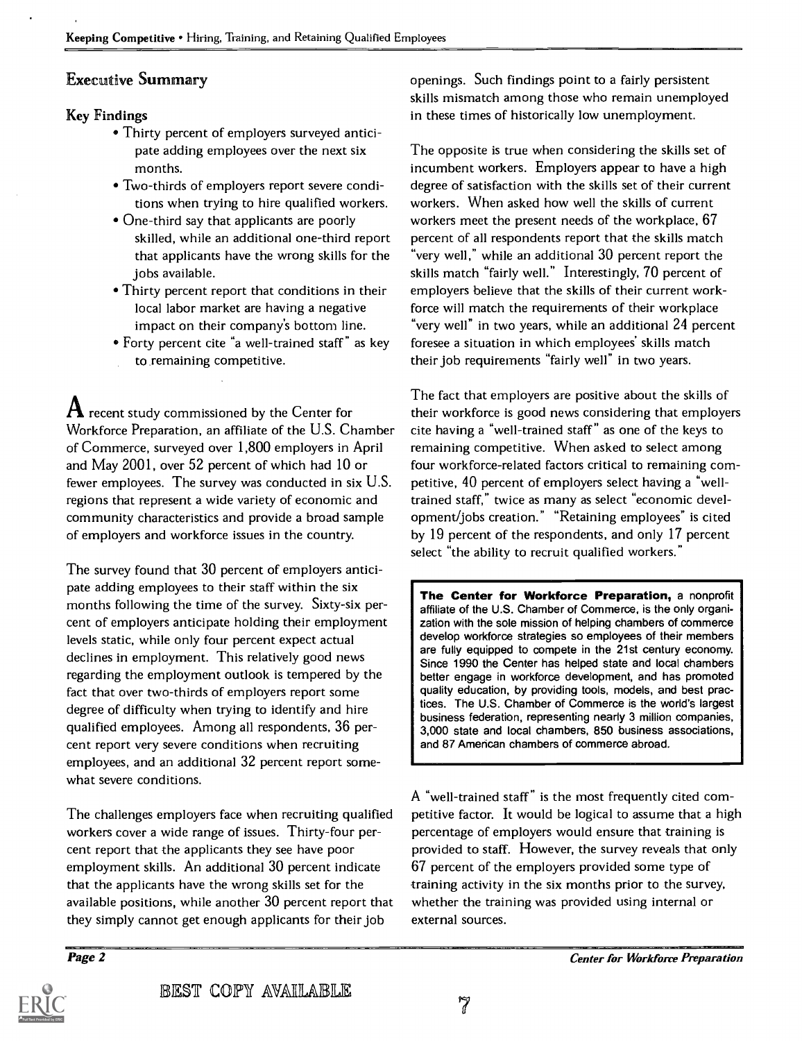## Executive Summary

### Key Findings

- Thirty percent of employers surveyed anticipate adding employees over the next six months.
- Two-thirds of employers report severe conditions when trying to hire qualified workers.
- One-third say that applicants are poorly skilled, while an additional one-third report that applicants have the wrong skills for the jobs available.
- Thirty percent report that conditions in their local labor market are having a negative impact on their company's bottom line.
- Forty percent cite "a well-trained staff" as key to remaining competitive.

A recent study commissioned by the Center for Workforce Preparation, an affiliate of the U.S. Chamber of Commerce, surveyed over 1,800 employers in April and May 2001, over 52 percent of which had 10 or fewer employees. The survey was conducted in six U.S. regions that represent a wide variety of economic and community characteristics and provide a broad sample of employers and workforce issues in the country.

The survey found that 30 percent of employers anticipate adding employees to their staff within the six months following the time of the survey. Sixty-six percent of employers anticipate holding their employment levels static, while only four percent expect actual declines in employment. This relatively good news regarding the employment outlook is tempered by the fact that over two-thirds of employers report some degree of difficulty when trying to identify and hire qualified employees. Among all respondents, 36 percent report very severe conditions when recruiting employees, and an additional 32 percent report somewhat severe conditions.

The challenges employers face when recruiting qualified workers cover a wide range of issues. Thirty-four percent report that the applicants they see have poor employment skills. An additional 30 percent indicate that the applicants have the wrong skills set for the available positions, while another 30 percent report that they simply cannot get enough applicants for their job openings. Such findings point to a fairly persistent skills mismatch among those who remain unemployed in these times of historically low unemployment.

The opposite is true when considering the skills set of incumbent workers. Employers appear to have a high degree of satisfaction with the skills set of their current workers. When asked how well the skills of current workers meet the present needs of the workplace, 67 percent of all respondents report that the skills match "very well," while an additional 30 percent report the skills match "fairly well." Interestingly, 70 percent of employers believe that the skills of their current workforce will match the requirements of their workplace "very well" in two years, while an additional 24 percent foresee a situation in which employees' skills match their job requirements "fairly well" in two years.

The fact that employers are positive about the skills of their workforce is good news considering that employers cite having a "well-trained staff" as one of the keys to remaining competitive. When asked to select among four workforce-related factors critical to remaining competitive, 40 percent of employers select having a "well-trained staff," twice as many as select "economic development/jobs creation." "Retaining employees" is cited by 19 percent of the respondents, and only 17 percent select "the ability to recruit qualified workers."

> **The Center for Workforce Preparation,** a nonprofit affiliate of the U.S. Chamber of Commerce, is the only organization with the sole mission of helping chambers of commerce develop workforce strategies so employees of their members are fully equipped to compete in the 21st century economy. Since 1990 the Center has helped state and local chambers better engage in workforce development, and has promoted quality education, by providing tools, models, and best practices. The U.S. Chamber of Commerce is the world's largest business federation, representing nearly 3 million companies, 3,000 state and local chambers, 850 business associations, and 87 American chambers of commerce abroad.

A "well-trained staff" is the most frequently cited competitive factor. It would be logical to assume that a high percentage of employers would ensure that training is provided to staff. However, the survey reveals that only 67 percent of the employers provided some type of training activity in the six months prior to the survey, whether the training was provided using internal or external sources.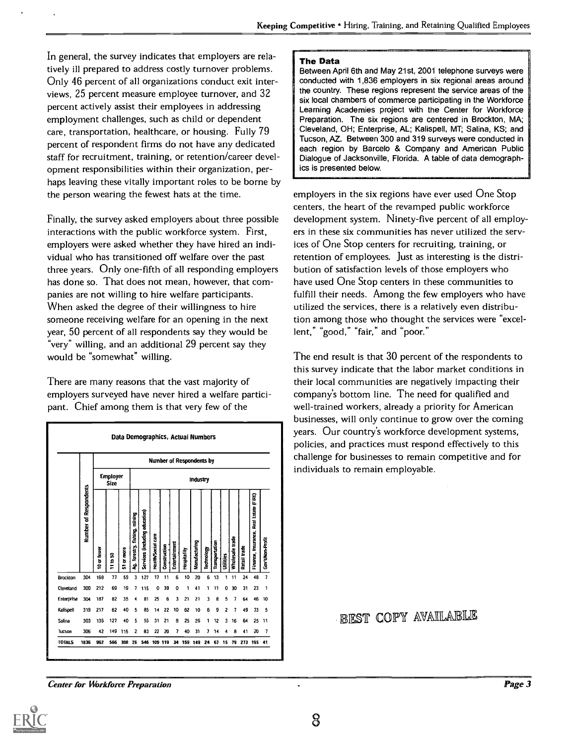In general, the survey indicates that employers are relatively ill prepared to address costly turnover problems. Only 46 percent of all organizations conduct exit interviews, 25 percent measure employee turnover, and 32 percent actively assist their employees in addressing employment challenges, such as child or dependent care, transportation, healthcare, or housing. Fully 79 percent of respondent firms do not have any dedicated staff for recruitment, training, or retention/career development responsibilities within their organization, perhaps leaving these vitally important roles to be borne by the person wearing the fewest hats at the time.

Finally, the survey asked employers about three possible interactions with the public workforce system. First, employers were asked whether they have hired an individual who has transitioned off welfare over the past three years. Only one-fifth of all responding employers has done so. That does not mean, however, that companies are not willing to hire welfare participants. When asked the degree of their willingness to hire someone receiving welfare for an opening in the next year, 50 percent of all respondents say they would be "very" willing, and an additional 29 percent say they would be "somewhat" willing.

There are many reasons that the vast majority of employers surveyed have never hired a welfare participant. Chief among them is that very few of the employers in the six regions have ever used One Stop centers, the heart of the revamped public workforce development system. Ninety-five percent of all employers in these six communities has never utilized the services of One Stop centers for recruiting, training, or retention of employees. Just as interesting is the distribution of satisfaction levels of those employers who have used One Stop centers in these communities to fulfill their needs. Among the few employers who have utilized the services, there is a relatively even distribution among those who thought the services were "excellent," "good," "fair," and "poor."

The end result is that 30 percent of the respondents to this survey indicate that the labor market conditions in their local communities are negatively impacting their company's bottom line. The need for qualified and well-trained workers, already a priority for American businesses, will only continue to grow over the coming years. Our country's workforce development systems, policies, and practices must respond effectively to this challenge for businesses to remain competitive and for individuals to remain employable.

**The Data**

Between April 6th and May 21st, 2001 telephone surveys were conducted with 1,836 employers in six regional areas around the country. These regions represent the service areas of the six local chambers of commerce participating in the Workforce Learning Academies project with the Center for Workforce Preparation. The six regions are centered in Brockton, MA; Cleveland, OH; Enterprise, AL; Kalispell, MT; Salina, KS; and Tucson, AZ. Between 300 and 319 surveys were conducted in each region by Barcelo & Company and American Public Dialogue of Jacksonville, Florida. A table of data demographics is presented below.

**Data Demographics, Actual Numbers**

| | | Number of Respondents by | | | | | | | | | | | | | | | | | |
|---|---|---|---|---|---|---|---|---|---|---|---|---|---|---|---|---|---|---|---|
| | | Employer Size | | | Industry | | | | | | | | | | | | | | |
| | Number of Respondents | 10 or fewer | 11 to 50 | 51 or more | Ag, forestry, fishing, mining | Services (including education) | Health/Social care | Construction | Entertainment | Hospitality | Manufacturing | Technology | Transportation | Utilities | Wholesale trade | Retail trade | Finance, Insurance, Real Estate (FIRE) | Gov't/Non-Profit |
| Brockton | 304 | 168 | 77 | 59 | 3 | 127 | 17 | 11 | 6 | 10 | 20 | 6 | 13 | 1 | 11 | 24 | 48 | 7 |
| Cleveland | 300 | 212 | 69 | 19 | 7 | 115 | 0 | 39 | 0 | 1 | 41 | 1 | 11 | 0 | 30 | 31 | 23 | 1 |
| Enterprise | 304 | 187 | 82 | 35 | 4 | 81 | 25 | 6 | 3 | 21 | 21 | 3 | 8 | 5 | 7 | 64 | 46 | 10 |
| Kalispell | 319 | 217 | 62 | 40 | 5 | 85 | 14 | 22 | 10 | 62 | 10 | 6 | 9 | 2 | 7 | 49 | 33 | 5 |
| Salina | 303 | 136 | 127 | 40 | 5 | 55 | 31 | 21 | 8 | 25 | 26 | 1 | 12 | 3 | 16 | 64 | 25 | 11 |
| Tucson | 306 | 42 | 149 | 115 | 2 | 83 | 22 | 20 | 7 | 40 | 31 | 7 | 14 | 4 | 8 | 41 | 20 | 7 |
| TOTALS | 1836 | 962 | 566 | 308 | 26 | 546 | 109 | 119 | 34 | 159 | 149 | 24 | 67 | 15 | 79 | 273 | 195 | 41 |

BEST COPY AVAILABLE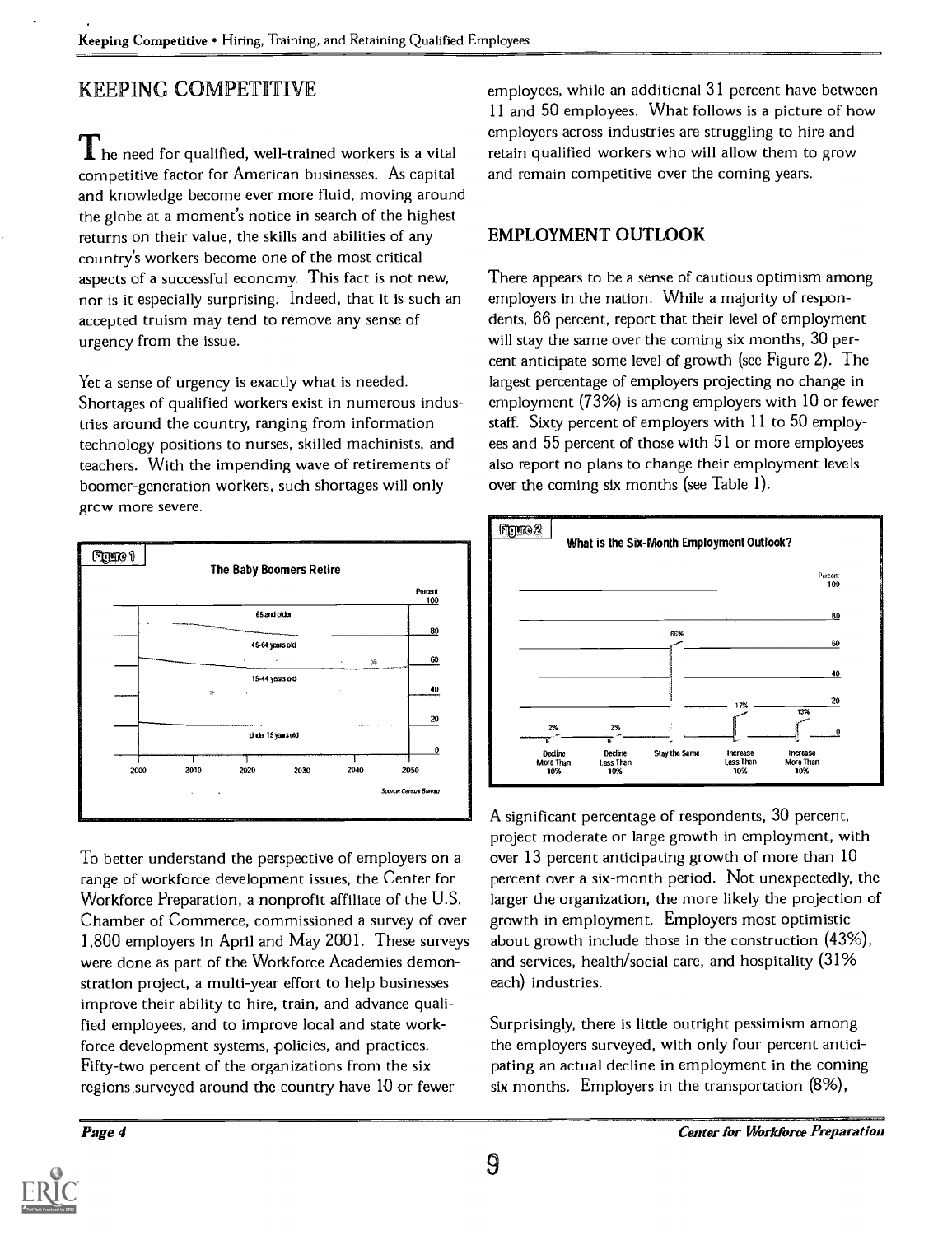## KEEPING COMPETITIVE

The need for qualified, well-trained workers is a vital competitive factor for American businesses. As capital and knowledge become ever more fluid, moving around the globe at a moment's notice in search of the highest returns on their value, the skills and abilities of any country's workers become one of the most critical aspects of a successful economy. This fact is not new, nor is it especially surprising. Indeed, that it is such an accepted truism may tend to remove any sense of urgency from the issue.

Yet a sense of urgency is exactly what is needed. Shortages of qualified workers exist in numerous industries around the country, ranging from information technology positions to nurses, skilled machinists, and teachers. With the impending wave of retirements of boomer-generation workers, such shortages will only grow more severe.

Figure 1

The Baby Boomers Retire

Source: Census Bureau

To better understand the perspective of employers on a range of workforce development issues, the Center for Workforce Preparation, a nonprofit affiliate of the U.S. Chamber of Commerce, commissioned a survey of over 1,800 employers in April and May 2001. These surveys were done as part of the Workforce Academies demonstration project, a multi-year effort to help businesses improve their ability to hire, train, and advance qualified employees, and to improve local and state workforce development systems, policies, and practices. Fifty-two percent of the organizations from the six regions surveyed around the country have 10 or fewer employees, while an additional 31 percent have between 11 and 50 employees. What follows is a picture of how employers across industries are struggling to hire and retain qualified workers who will allow them to grow and remain competitive over the coming years.

## EMPLOYMENT OUTLOOK

There appears to be a sense of cautious optimism among employers in the nation. While a majority of respondents, 66 percent, report that their level of employment will stay the same over the coming six months, 30 percent anticipate some level of growth (see Figure 2). The largest percentage of employers projecting no change in employment (73%) is among employers with 10 or fewer staff. Sixty percent of employers with 11 to 50 employees and 55 percent of those with 51 or more employees also report no plans to change their employment levels over the coming six months (see Table 1).

Figure 2

What is the Six-Month Employment Outlook?

A significant percentage of respondents, 30 percent, project moderate or large growth in employment, with over 13 percent anticipating growth of more than 10 percent over a six-month period. Not unexpectedly, the larger the organization, the more likely the projection of growth in employment. Employers most optimistic about growth include those in the construction (43%), and services, health/social care, and hospitality (31% each) industries.

Surprisingly, there is little outright pessimism among the employers surveyed, with only four percent anticipating an actual decline in employment in the coming six months. Employers in the transportation (8%),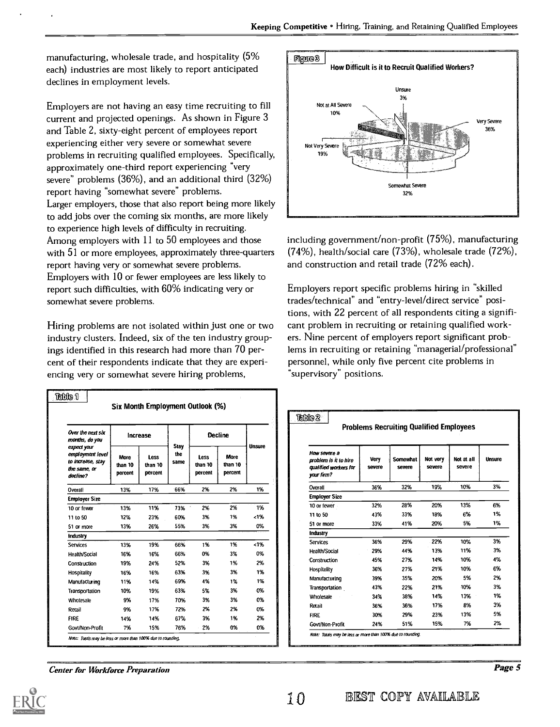manufacturing, wholesale trade, and hospitality (5% each) industries are most likely to report anticipated declines in employment levels.

Employers are not having an easy time recruiting to fill current and projected openings. As shown in Figure 3 and Table 2, sixty-eight percent of employees report experiencing either very severe or somewhat severe problems in recruiting qualified employees. Specifically, approximately one-third report experiencing "very severe" problems (36%), and an additional third (32%) report having "somewhat severe" problems.
Larger employers, those that also report being more likely to add jobs over the coming six months, are more likely to experience high levels of difficulty in recruiting. Among employers with 11 to 50 employees and those with 51 or more employees, approximately three-quarters report having very or somewhat severe problems. Employers with 10 or fewer employees are less likely to report such difficulties, with 60% indicating very or somewhat severe problems.

Hiring problems are not isolated within just one or two industry clusters. Indeed, six of the ten industry groupings identified in this research had more than 70 percent of their respondents indicate that they are experiencing very or somewhat severe hiring problems, including government/non-profit (75%), manufacturing (74%), health/social care (73%), wholesale trade (72%), and construction and retail trade (72% each).

Employers report specific problems hiring in "skilled trades/technical" and "entry-level/direct service" positions, with 22 percent of all respondents citing a significant problem in recruiting or retaining qualified workers. Nine percent of employers report significant problems in recruiting or retaining "managerial/professional" personnel, while only five percent cite problems in "supervisory" positions.

**Figure 3**

**How Difficult is it to Recruit Qualified Workers?**

Very Severe 36%; Somewhat Severe 32%; Not Very Severe 19%; Not at All Severe 10%; Unsure 3%

**Table 1**

**Six Month Employment Outlook (%)**

| Over the next six months, do you expect your employment level to increase, stay the same, or decline? | Increase | | Stay the same | Decline | | Unsure |
|---|---|---|---|---|---|---|
| | More than 10 percent | Less than 10 percent | | Less than 10 percent | More than 10 percent | |
| Overall | 13% | 17% | 66% | 2% | 2% | 1% |
| **Employer Size** | | | | | | |
| 10 or fewer | 13% | 11% | 73% | 2% | 2% | 1% |
| 11 to 50 | 12% | 23% | 60% | 3% | 1% | <1% |
| 51 or more | 13% | 26% | 55% | 3% | 3% | 0% |
| **Industry** | | | | | | |
| Services | 13% | 19% | 66% | 1% | 1% | <1% |
| Health/Social | 16% | 16% | 66% | 0% | 3% | 0% |
| Construction | 19% | 24% | 52% | 3% | 1% | 2% |
| Hospitality | 16% | 16% | 63% | 3% | 3% | 1% |
| Manufacturing | 11% | 14% | 69% | 4% | 1% | 1% |
| Transportation | 10% | 19% | 63% | 5% | 3% | 0% |
| Wholesale | 9% | 17% | 70% | 3% | 3% | 0% |
| Retail | 9% | 17% | 72% | 2% | 2% | 0% |
| FIRE | 14% | 14% | 67% | 3% | 1% | 2% |
| Govt/Non-Profit | 7% | 15% | 76% | 2% | 0% | 0% |

*Note: Totals may be less or more than 100% due to rounding.*

**Table 2**

**Problems Recruiting Qualified Employees**

| How severe a problem is it to hire qualified workers for your firm? | Very severe | Somewhat severe | Not very severe | Not at all severe | Unsure |
|---|---|---|---|---|---|
| Overall | 36% | 32% | 19% | 10% | 3% |
| **Employer Size** | | | | | |
| 10 or fewer | 32% | 28% | 20% | 13% | 6% |
| 11 to 50 | 43% | 33% | 18% | 6% | 1% |
| 51 or more | 33% | 41% | 20% | 5% | 1% |
| **Industry** | | | | | |
| Services | 36% | 29% | 22% | 10% | 3% |
| Health/Social | 29% | 44% | 13% | 11% | 3% |
| Construction | 45% | 27% | 14% | 10% | 4% |
| Hospitality | 36% | 27% | 21% | 10% | 6% |
| Manufacturing | 39% | 35% | 20% | 5% | 2% |
| Transportation | 43% | 22% | 21% | 10% | 3% |
| Wholesale | 34% | 38% | 14% | 13% | 1% |
| Retail | 36% | 36% | 17% | 8% | 3% |
| FIRE | 30% | 29% | 23% | 13% | 5% |
| Govt/Non-Profit | 24% | 51% | 15% | 7% | 2% |

*Note: Totals may be less or more than 100% due to rounding.*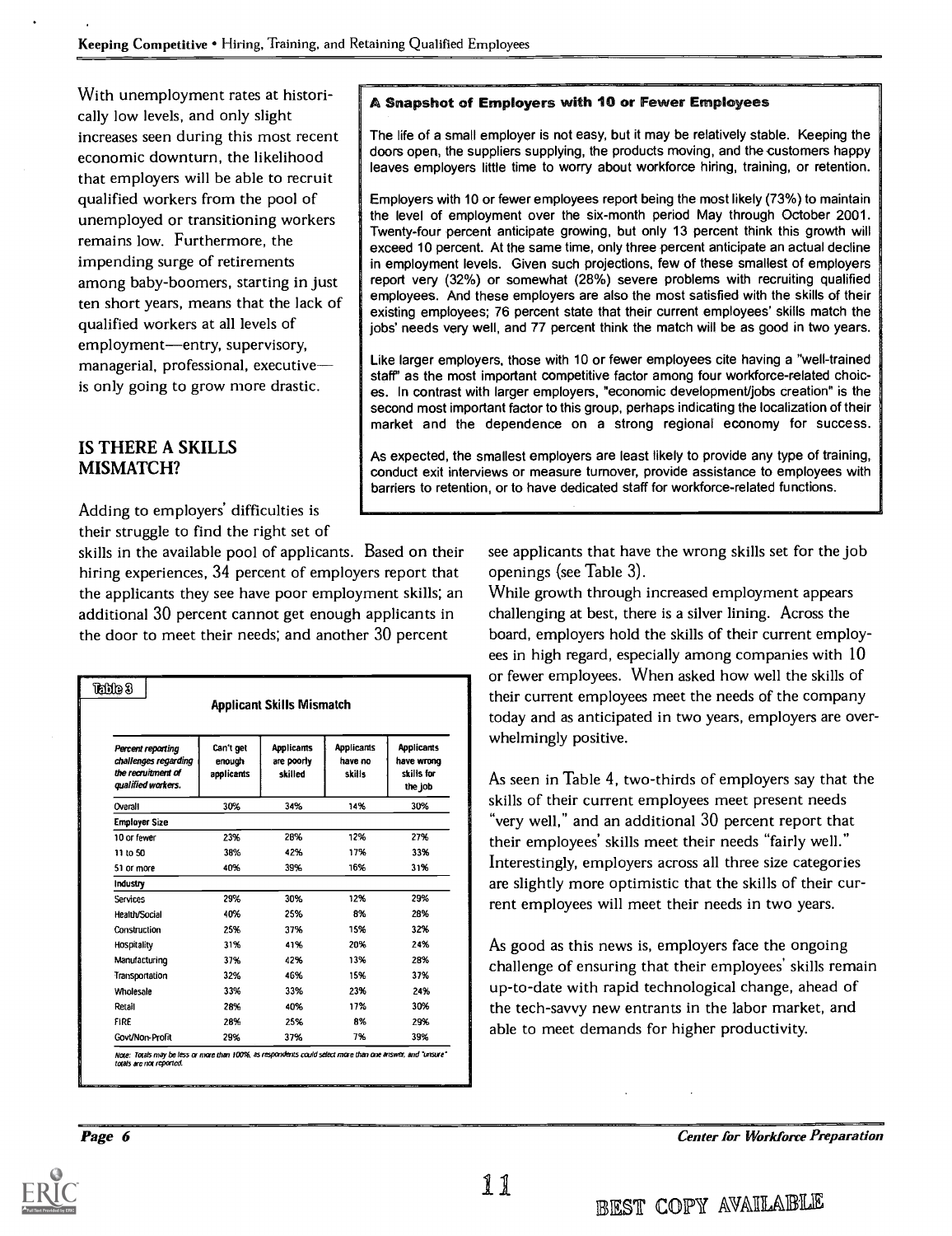With unemployment rates at historically low levels, and only slight increases seen during this most recent economic downturn, the likelihood that employers will be able to recruit qualified workers from the pool of unemployed or transitioning workers remains low. Furthermore, the impending surge of retirements among baby-boomers, starting in just ten short years, means that the lack of qualified workers at all levels of employment—entry, supervisory, managerial, professional, executive—is only going to grow more drastic.

### A Snapshot of Employers with 10 or Fewer Employees

The life of a small employer is not easy, but it may be relatively stable. Keeping the doors open, the suppliers supplying, the products moving, and the customers happy leaves employers little time to worry about workforce hiring, training, or retention.

Employers with 10 or fewer employees report being the most likely (73%) to maintain the level of employment over the six-month period May through October 2001. Twenty-four percent anticipate growing, but only 13 percent think this growth will exceed 10 percent. At the same time, only three percent anticipate an actual decline in employment levels. Given such projections, few of these smallest of employers report very (32%) or somewhat (28%) severe problems with recruiting qualified employees. And these employers are also the most satisfied with the skills of their existing employees; 76 percent state that their current employees' skills match the jobs' needs very well, and 77 percent think the match will be as good in two years.

Like larger employers, those with 10 or fewer employees cite having a "well-trained staff" as the most important competitive factor among four workforce-related choices. In contrast with larger employers, "economic development/jobs creation" is the second most important factor to this group, perhaps indicating the localization of their market and the dependence on a strong regional economy for success.

As expected, the smallest employers are least likely to provide any type of training, conduct exit interviews or measure turnover, provide assistance to employees with barriers to retention, or to have dedicated staff for workforce-related functions.

## IS THERE A SKILLS MISMATCH?

Adding to employers' difficulties is their struggle to find the right set of skills in the available pool of applicants. Based on their hiring experiences, 34 percent of employers report that the applicants they see have poor employment skills; an additional 30 percent cannot get enough applicants in the door to meet their needs; and another 30 percent see applicants that have the wrong skills set for the job openings (see Table 3).

**Table 3**

**Applicant Skills Mismatch**

| *Percent reporting challenges regarding the recruitment of qualified workers.* | Can't get enough applicants | Applicants are poorly skilled | Applicants have no skills | Applicants have wrong skills for the job |
|---|---|---|---|---|
| Overall | 30% | 34% | 14% | 30% |
| **Employer Size** | | | | |
| 10 or fewer | 23% | 28% | 12% | 27% |
| 11 to 50 | 38% | 42% | 17% | 33% |
| 51 or more | 40% | 39% | 16% | 31% |
| **Industry** | | | | |
| Services | 29% | 30% | 12% | 29% |
| Health/Social | 40% | 25% | 8% | 28% |
| Construction | 25% | 37% | 15% | 32% |
| Hospitality | 31% | 41% | 20% | 24% |
| Manufacturing | 37% | 42% | 13% | 28% |
| Transportation | 32% | 46% | 15% | 37% |
| Wholesale | 33% | 33% | 23% | 24% |
| Retail | 28% | 40% | 17% | 30% |
| FIRE | 28% | 25% | 8% | 29% |
| Govt/Non-Profit | 29% | 37% | 7% | 39% |

*Note: Totals may be less or more than 100%, as respondents could select more than one answer, and "unsure" totals are not reported.*

While growth through increased employment appears challenging at best, there is a silver lining. Across the board, employers hold the skills of their current employees in high regard, especially among companies with 10 or fewer employees. When asked how well the skills of their current employees meet the needs of the company today and as anticipated in two years, employers are overwhelmingly positive.

As seen in Table 4, two-thirds of employers say that the skills of their current employees meet present needs "very well," and an additional 30 percent report that their employees' skills meet their needs "fairly well." Interestingly, employers across all three size categories are slightly more optimistic that the skills of their current employees will meet their needs in two years.

As good as this news is, employers face the ongoing challenge of ensuring that their employees' skills remain up-to-date with rapid technological change, ahead of the tech-savvy new entrants in the labor market, and able to meet demands for higher productivity.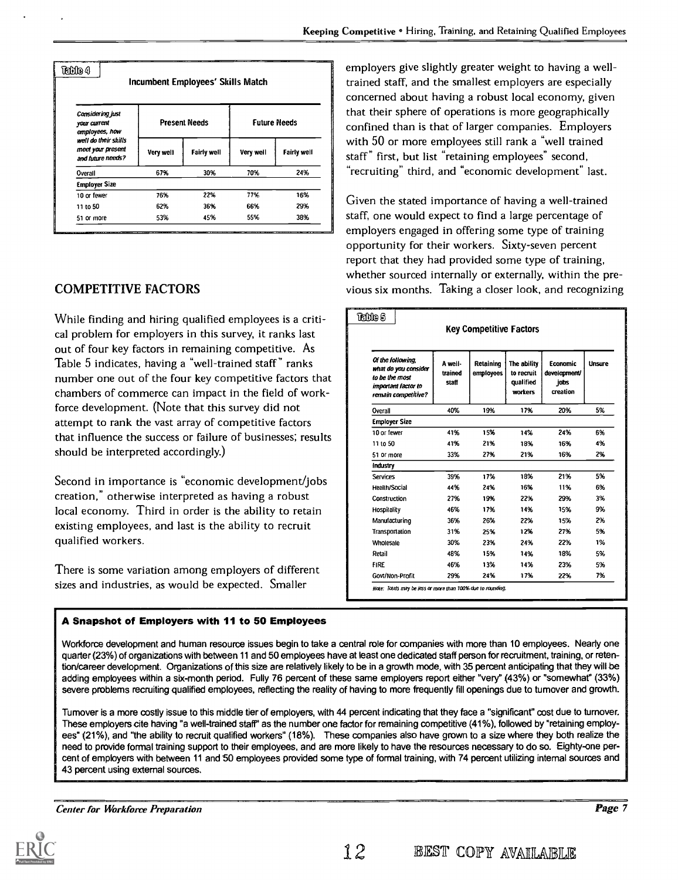**Table 4**

**Incumbent Employees' Skills Match**

| *Considering just your current employees, how well do their skills meet your present and future needs?* | Present Needs | | Future Needs | |
|---|---|---|---|---|
| | Very well | Fairly well | Very well | Fairly well |
| Overall | 67% | 30% | 70% | 24% |
| **Employer Size** | | | | |
| 10 or fewer | 76% | 22% | 77% | 16% |
| 11 to 50 | 62% | 36% | 66% | 29% |
| 51 or more | 53% | 45% | 55% | 38% |

## COMPETITIVE FACTORS

While finding and hiring qualified employees is a critical problem for employers in this survey, it ranks last out of four key factors in remaining competitive. As Table 5 indicates, having a "well-trained staff" ranks number one out of the four key competitive factors that chambers of commerce can impact in the field of workforce development. (Note that this survey did not attempt to rank the vast array of competitive factors that influence the success or failure of businesses; results should be interpreted accordingly.)

Second in importance is "economic development/jobs creation," otherwise interpreted as having a robust local economy. Third in order is the ability to retain existing employees, and last is the ability to recruit qualified workers.

There is some variation among employers of different sizes and industries, as would be expected. Smaller employers give slightly greater weight to having a well-trained staff, and the smallest employers are especially concerned about having a robust local economy, given that their sphere of operations is more geographically confined than is that of larger companies. Employers with 50 or more employees still rank a "well trained staff" first, but list "retaining employees" second, "recruiting" third, and "economic development" last.

Given the stated importance of having a well-trained staff, one would expect to find a large percentage of employers engaged in offering some type of training opportunity for their workers. Sixty-seven percent report that they had provided some type of training, whether sourced internally or externally, within the previous six months. Taking a closer look, and recognizing

**Table 5**

**Key Competitive Factors**

| *Of the following, what do you consider to be the most important factor to remain competitive?* | A well-trained staff | Retaining employees | The ability to recruit qualified workers | Economic development/ jobs creation | Unsure |
|---|---|---|---|---|---|
| Overall | 40% | 19% | 17% | 20% | 5% |
| **Employer Size** | | | | | |
| 10 or fewer | 41% | 15% | 14% | 24% | 6% |
| 11 to 50 | 41% | 21% | 18% | 16% | 4% |
| 51 or more | 33% | 27% | 21% | 16% | 2% |
| **Industry** | | | | | |
| Services | 39% | 17% | 18% | 21% | 5% |
| Health/Social | 44% | 24% | 16% | 11% | 6% |
| Construction | 27% | 19% | 22% | 29% | 3% |
| Hospitality | 46% | 17% | 14% | 15% | 9% |
| Manufacturing | 36% | 26% | 22% | 15% | 2% |
| Transportation | 31% | 25% | 12% | 27% | 5% |
| Wholesale | 30% | 23% | 24% | 22% | 1% |
| Retail | 48% | 15% | 14% | 18% | 5% |
| FIRE | 46% | 13% | 14% | 23% | 5% |
| Govt/Non-Profit | 29% | 24% | 17% | 22% | 7% |

*Note: Totals may be less or more than 100% due to rounding.*

**A Snapshot of Employers with 11 to 50 Employees**

Workforce development and human resource issues begin to take a central role for companies with more than 10 employees. Nearly one quarter (23%) of organizations with between 11 and 50 employees have at least one dedicated staff person for recruitment, training, or retention/career development. Organizations of this size are relatively likely to be in a growth mode, with 35 percent anticipating that they will be adding employees within a six-month period. Fully 76 percent of these same employers report either "very" (43%) or "somewhat" (33%) severe problems recruiting qualified employees, reflecting the reality of having to more frequently fill openings due to turnover and growth.

Turnover is a more costly issue to this middle tier of employers, with 44 percent indicating that they face a "significant" cost due to turnover. These employers cite having "a well-trained staff" as the number one factor for remaining competitive (41%), followed by "retaining employees" (21%), and "the ability to recruit qualified workers" (18%). These companies also have grown to a size where they both realize the need to provide formal training support to their employees, and are more likely to have the resources necessary to do so. Eighty-one percent of employers with between 11 and 50 employees provided some type of formal training, with 74 percent utilizing internal sources and 43 percent using external sources.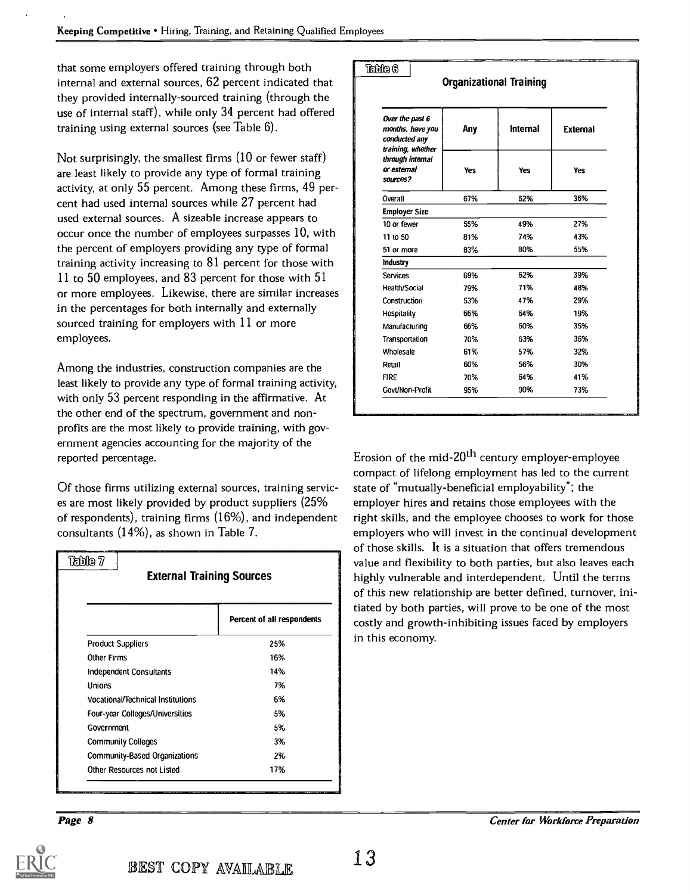that some employers offered training through both internal and external sources, 62 percent indicated that they provided internally-sourced training (through the use of internal staff), while only 34 percent had offered training using external sources (see Table 6).

Not surprisingly, the smallest firms (10 or fewer staff) are least likely to provide any type of formal training activity, at only 55 percent. Among these firms, 49 percent had used internal sources while 27 percent had used external sources. A sizeable increase appears to occur once the number of employees surpasses 10, with the percent of employers providing any type of formal training activity increasing to 81 percent for those with 11 to 50 employees, and 83 percent for those with 51 or more employees. Likewise, there are similar increases in the percentages for both internally and externally sourced training for employers with 11 or more employees.

Among the industries, construction companies are the least likely to provide any type of formal training activity, with only 53 percent responding in the affirmative. At the other end of the spectrum, government and non-profits are the most likely to provide training, with government agencies accounting for the majority of the reported percentage.

Of those firms utilizing external sources, training services are most likely provided by product suppliers (25% of respondents), training firms (16%), and independent consultants (14%), as shown in Table 7.

**Table 7**

**External Training Sources**

| | Percent of all respondents |
|---|---|
| Product Suppliers | 25% |
| Other Firms | 16% |
| Independent Consultants | 14% |
| Unions | 7% |
| Vocational/Technical Institutions | 6% |
| Four-year Colleges/Universities | 5% |
| Government | 5% |
| Community Colleges | 3% |
| Community-Based Organizations | 2% |
| Other Resources not Listed | 17% |

**Table 6**

**Organizational Training**

| *Over the past 6 months, have you conducted any training, whether through internal or external sources?* | Any | Internal | External |
|---|---|---|---|
| | Yes | Yes | Yes |
| Overall | 67% | 62% | 36% |
| **Employer Size** | | | |
| 10 or fewer | 55% | 49% | 27% |
| 11 to 50 | 81% | 74% | 43% |
| 51 or more | 83% | 80% | 55% |
| **Industry** | | | |
| Services | 69% | 62% | 39% |
| Health/Social | 79% | 71% | 48% |
| Construction | 53% | 47% | 29% |
| Hospitality | 66% | 64% | 19% |
| Manufacturing | 66% | 60% | 35% |
| Transportation | 70% | 63% | 36% |
| Wholesale | 61% | 57% | 32% |
| Retail | 60% | 56% | 30% |
| FIRE | 70% | 64% | 41% |
| Govt/Non-Profit | 95% | 90% | 73% |

Erosion of the mid-20th century employer-employee compact of lifelong employment has led to the current state of "mutually-beneficial employability"; the employer hires and retains those employees with the right skills, and the employee chooses to work for those employers who will invest in the continual development of those skills. It is a situation that offers tremendous value and flexibility to both parties, but also leaves each highly vulnerable and interdependent. Until the terms of this new relationship are better defined, turnover, initiated by both parties, will prove to be one of the most costly and growth-inhibiting issues faced by employers in this economy.

BEST COPY AVAILABLE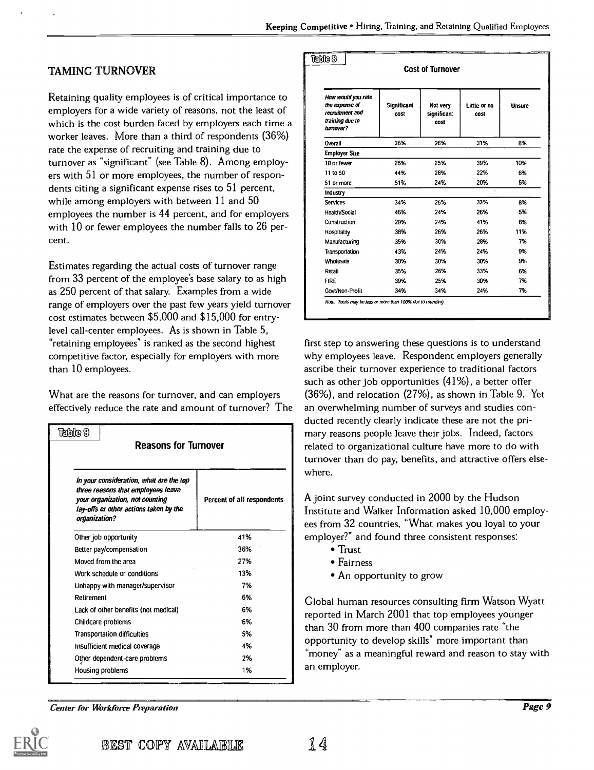## TAMING TURNOVER

Retaining quality employees is of critical importance to employers for a wide variety of reasons, not the least of which is the cost burden faced by employers each time a worker leaves. More than a third of respondents (36%) rate the expense of recruiting and training due to turnover as "significant" (see Table 8). Among employers with 51 or more employees, the number of respondents citing a significant expense rises to 51 percent, while among employers with between 11 and 50 employees the number is 44 percent, and for employers with 10 or fewer employees the number falls to 26 percent.

Estimates regarding the actual costs of turnover range from 33 percent of the employee's base salary to as high as 250 percent of that salary. Examples from a wide range of employers over the past few years yield turnover cost estimates between $5,000 and $15,000 for entry-level call-center employees. As is shown in Table 5, "retaining employees" is ranked as the second highest competitive factor, especially for employers with more than 10 employees.

What are the reasons for turnover, and can employers effectively reduce the rate and amount of turnover? The first step to answering these questions is to understand why employees leave. Respondent employers generally ascribe their turnover experience to traditional factors such as other job opportunities (41%), a better offer (36%), and relocation (27%), as shown in Table 9. Yet an overwhelming number of surveys and studies conducted recently clearly indicate these are not the primary reasons people leave their jobs. Indeed, factors related to organizational culture have more to do with turnover than do pay, benefits, and attractive offers elsewhere.

A joint survey conducted in 2000 by the Hudson Institute and Walker Information asked 10,000 employees from 32 countries, "What makes you loyal to your employer?" and found three consistent responses:

- Trust
- Fairness
- An opportunity to grow

Global human resources consulting firm Watson Wyatt reported in March 2001 that top employees younger than 30 from more than 400 companies rate "the opportunity to develop skills" more important than "money" as a meaningful reward and reason to stay with an employer.

**Table 8**

**Cost of Turnover**

| *How would you rate the expense of recruitment and training due to turnover?* | Significant cost | Not very significant cost | Little or no cost | Unsure |
|---|---|---|---|---|
| Overall | 36% | 26% | 31% | 8% |
| **Employer Size** | | | | |
| 10 or fewer | 26% | 25% | 39% | 10% |
| 11 to 50 | 44% | 28% | 22% | 6% |
| 51 or more | 51% | 24% | 20% | 5% |
| **Industry** | | | | |
| Services | 34% | 25% | 33% | 8% |
| Health/Social | 46% | 24% | 26% | 5% |
| Construction | 29% | 24% | 41% | 6% |
| Hospitality | 38% | 26% | 26% | 11% |
| Manufacturing | 35% | 30% | 28% | 7% |
| Transportation | 43% | 24% | 24% | 9% |
| Wholesale | 30% | 30% | 30% | 9% |
| Retail | 35% | 26% | 33% | 6% |
| FIRE | 39% | 25% | 30% | 7% |
| Govt/Non-Profit | 34% | 34% | 24% | 7% |

*Note: Totals may be less or more than 100% due to rounding.*

**Table 9**

**Reasons for Turnover**

| *In your consideration, what are the top three reasons that employees leave your organization, not counting lay-offs or other actions taken by the organization?* | Percent of all respondents |
|---|---|
| Other job opportunity | 41% |
| Better pay/compensation | 36% |
| Moved from the area | 27% |
| Work schedule or conditions | 13% |
| Unhappy with manager/supervisor | 7% |
| Retirement | 6% |
| Lack of other benefits (not medical) | 6% |
| Childcare problems | 6% |
| Transportation difficulties | 5% |
| Insufficient medical coverage | 4% |
| Other dependent-care problems | 2% |
| Housing problems | 1% |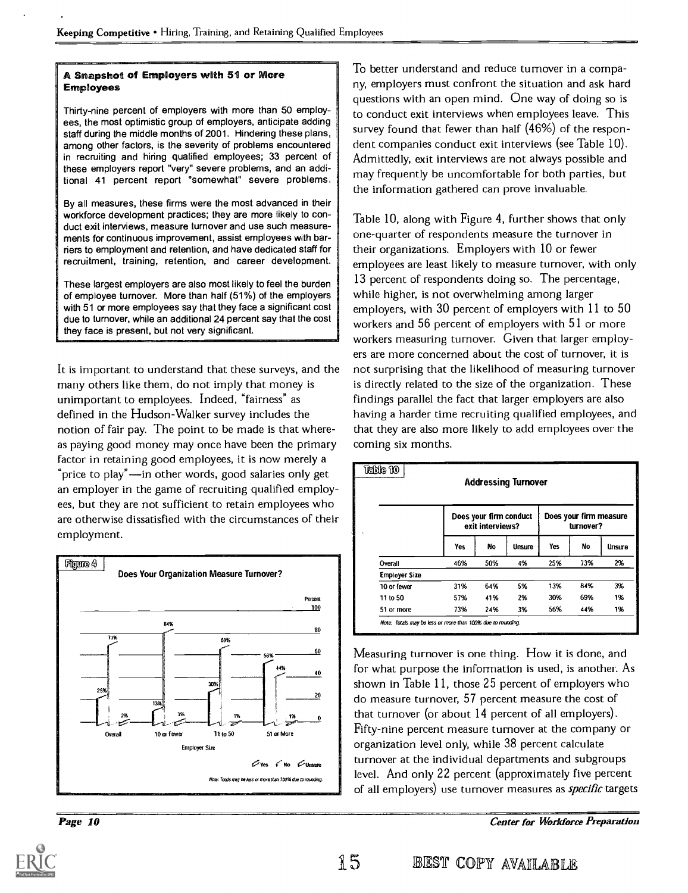### A Snapshot of Employers with 51 or More Employees

Thirty-nine percent of employers with more than 50 employees, the most optimistic group of employers, anticipate adding staff during the middle months of 2001. Hindering these plans, among other factors, is the severity of problems encountered in recruiting and hiring qualified employees; 33 percent of these employers report "very" severe problems, and an additional 41 percent report "somewhat" severe problems.

By all measures, these firms were the most advanced in their workforce development practices; they are more likely to conduct exit interviews, measure turnover and use such measurements for continuous improvement, assist employees with barriers to employment and retention, and have dedicated staff for recruitment, training, retention, and career development.

These largest employers are also most likely to feel the burden of employee turnover. More than half (51%) of the employers with 51 or more employees say that they face a significant cost due to turnover, while an additional 24 percent say that the cost they face is present, but not very significant.

It is important to understand that these surveys, and the many others like them, do not imply that money is unimportant to employees. Indeed, "fairness" as defined in the Hudson-Walker survey includes the notion of fair pay. The point to be made is that whereas paying good money may once have been the primary factor in retaining good employees, it is now merely a "price to play"—in other words, good salaries only get an employer in the game of recruiting qualified employees, but they are not sufficient to retain employees who are otherwise dissatisfied with the circumstances of their employment.

**Figure 4**

**Does Your Organization Measure Turnover?**

| Employer Size | Yes | No | Unsure |
|---|---|---|---|
| Overall | 25% | 73% | 2% |
| 10 or Fewer | 13% | 84% | 3% |
| 11 to 50 | 30% | 69% | 1% |
| 51 or More | 56% | 44% | 1% |

*Note: Totals may be less or more than 100% due to rounding.*

To better understand and reduce turnover in a company, employers must confront the situation and ask hard questions with an open mind. One way of doing so is to conduct exit interviews when employees leave. This survey found that fewer than half (46%) of the respondent companies conduct exit interviews (see Table 10). Admittedly, exit interviews are not always possible and may frequently be uncomfortable for both parties, but the information gathered can prove invaluable.

Table 10, along with Figure 4, further shows that only one-quarter of respondents measure the turnover in their organizations. Employers with 10 or fewer employees are least likely to measure turnover, with only 13 percent of respondents doing so. The percentage, while higher, is not overwhelming among larger employers, with 30 percent of employers with 11 to 50 workers and 56 percent of employers with 51 or more workers measuring turnover. Given that larger employers are more concerned about the cost of turnover, it is not surprising that the likelihood of measuring turnover is directly related to the size of the organization. These findings parallel the fact that larger employers are also having a harder time recruiting qualified employees, and that they are also more likely to add employees over the coming six months.

**Table 10**

**Addressing Turnover**

| | Does your firm conduct exit interviews? | | | Does your firm measure turnover? | | |
|---|---|---|---|---|---|---|
| | Yes | No | Unsure | Yes | No | Unsure |
| Overall | 46% | 50% | 4% | 25% | 73% | 2% |
| **Employer Size** | | | | | | |
| 10 or fewer | 31% | 64% | 5% | 13% | 84% | 3% |
| 11 to 50 | 57% | 41% | 2% | 30% | 69% | 1% |
| 51 or more | 73% | 24% | 3% | 56% | 44% | 1% |

*Note: Totals may be less or more than 100% due to rounding.*

Measuring turnover is one thing. How it is done, and for what purpose the information is used, is another. As shown in Table 11, those 25 percent of employers who do measure turnover, 57 percent measure the cost of that turnover (or about 14 percent of all employers). Fifty-nine percent measure turnover at the company or organization level only, while 38 percent calculate turnover at the individual departments and subgroups level. And only 22 percent (approximately five percent of all employers) use turnover measures as *specific* targets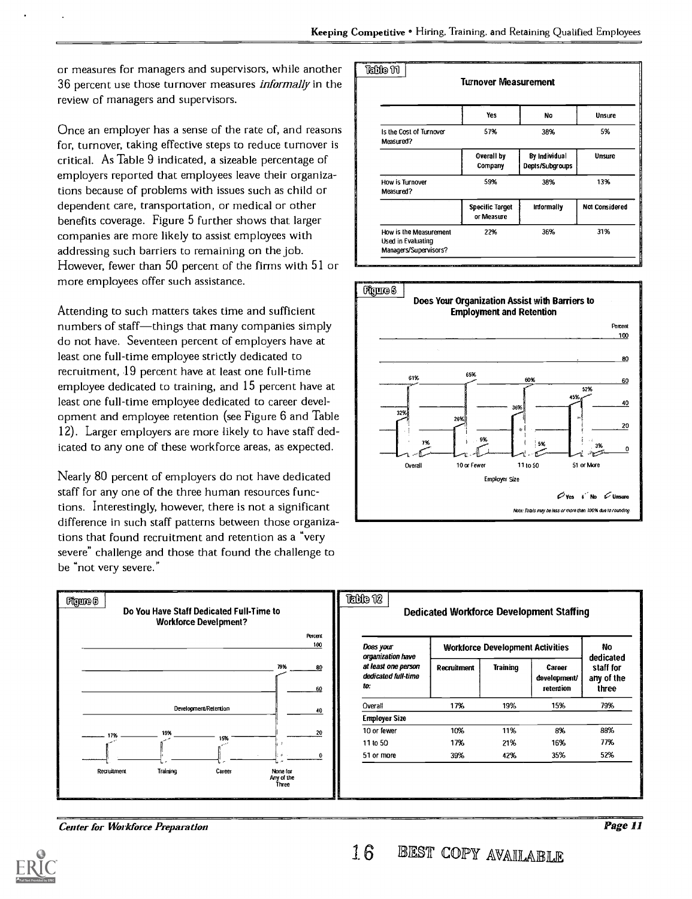or measures for managers and supervisors, while another 36 percent use those turnover measures *informally* in the review of managers and supervisors.

Once an employer has a sense of the rate of, and reasons for, turnover, taking effective steps to reduce turnover is critical. As Table 9 indicated, a sizeable percentage of employers reported that employees leave their organizations because of problems with issues such as child or dependent care, transportation, or medical or other benefits coverage. Figure 5 further shows that larger companies are more likely to assist employees with addressing such barriers to remaining on the job. However, fewer than 50 percent of the firms with 51 or more employees offer such assistance.

Attending to such matters takes time and sufficient numbers of staff—things that many companies simply do not have. Seventeen percent of employers have at least one full-time employee strictly dedicated to recruitment, 19 percent have at least one full-time employee dedicated to training, and 15 percent have at least one full-time employee dedicated to career development and employee retention (see Figure 6 and Table 12). Larger employers are more likely to have staff dedicated to any one of these workforce areas, as expected.

Nearly 80 percent of employers do not have dedicated staff for any one of the three human resources functions. Interestingly, however, there is not a significant difference in such staff patterns between those organizations that found recruitment and retention as a "very severe" challenge and those that found the challenge to be "not very severe."

**Table 11**

**Turnover Measurement**

| | Yes | No | Unsure |
|---|---|---|---|
| Is the Cost of Turnover Measured? | 57% | 38% | 5% |
| | **Overall by Company** | **By Individual Depts/Subgroups** | **Unsure** |
| How is Turnover Measured? | 59% | 38% | 13% |
| | **Specific Target or Measure** | **Informally** | **Not Considered** |
| How is the Measurement Used in Evaluating Managers/Supervisors? | 22% | 36% | 31% |

**Figure 5**

**Does Your Organization Assist with Barriers to Employment and Retention**

| Employer Size | Yes | No | Unsure |
|---|---|---|---|
| Overall | 32% | 61% | 7% |
| 10 or Fewer | 26% | 65% | 9% |
| 11 to 50 | 36% | 60% | 5% |
| 51 or More | 45% | 52% | 3% |

*Note: Totals may be less or more than 100% due to rounding*

**Figure 6**

**Do You Have Staff Dedicated Full-Time to Workforce Develpment?**

| Recruitment | Training | Career Development/Retention | None for Any of the Three |
|---|---|---|---|
| 17% | 19% | 15% | 79% |

**Table 12**

**Dedicated Workforce Development Staffing**

| *Does your organization have at least one person dedicated full-time to:* | Workforce Development Activities | | | No dedicated staff for any of the three |
|---|---|---|---|---|
| | Recruitment | Training | Career development/ retention | |
| Overall | 17% | 19% | 15% | 79% |
| **Employer Size** | | | | |
| 10 or fewer | 10% | 11% | 8% | 88% |
| 11 to 50 | 17% | 21% | 16% | 77% |
| 51 or more | 39% | 42% | 35% | 52% |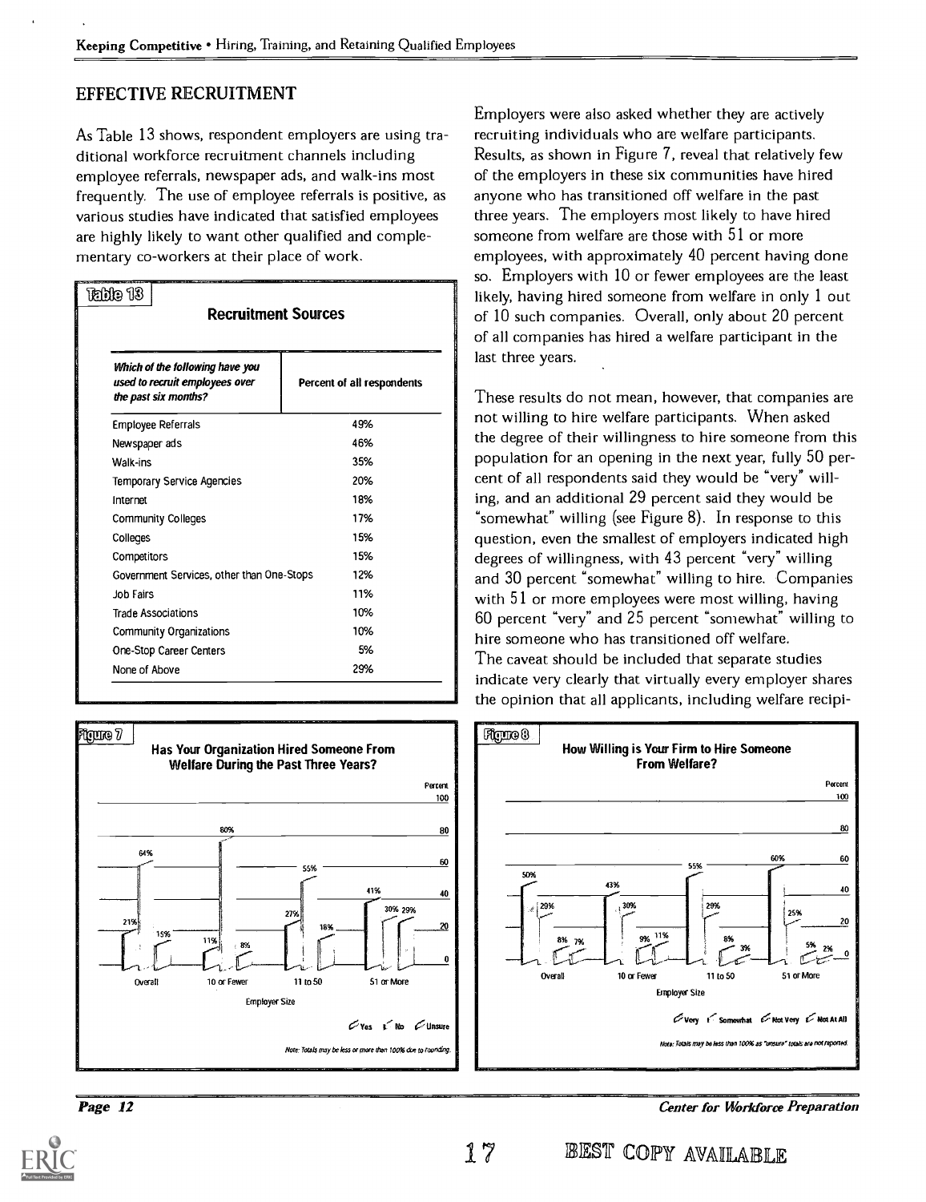## EFFECTIVE RECRUITMENT

As Table 13 shows, respondent employers are using traditional workforce recruitment channels including employee referrals, newspaper ads, and walk-ins most frequently. The use of employee referrals is positive, as various studies have indicated that satisfied employees are highly likely to want other qualified and complementary co-workers at their place of work.

**Table 13**

**Recruitment Sources**

| *Which of the following have you used to recruit employees over the past six months?* | Percent of all respondents |
|---|---|
| Employee Referrals | 49% |
| Newspaper ads | 46% |
| Walk-ins | 35% |
| Temporary Service Agencies | 20% |
| Internet | 18% |
| Community Colleges | 17% |
| Colleges | 15% |
| Competitors | 15% |
| Government Services, other than One-Stops | 12% |
| Job Fairs | 11% |
| Trade Associations | 10% |
| Community Organizations | 10% |
| One-Stop Career Centers | 5% |
| None of Above | 29% |

**Figure 7**

**Has Your Organization Hired Someone From Welfare During the Past Three Years?**

| Employer Size | Yes | No | Unsure |
|---|---|---|---|
| Overall | 21% | 64% | 15% |
| 10 or Fewer | 11% | 80% | 8% |
| 11 to 50 | 27% | 55% | 18% |
| 51 or More | 41% | 30% | 29% |

*Note: Totals may be less or more than 100% due to rounding.*

Employers were also asked whether they are actively recruiting individuals who are welfare participants. Results, as shown in Figure 7, reveal that relatively few of the employers in these six communities have hired anyone who has transitioned off welfare in the past three years. The employers most likely to have hired someone from welfare are those with 51 or more employees, with approximately 40 percent having done so. Employers with 10 or fewer employees are the least likely, having hired someone from welfare in only 1 out of 10 such companies. Overall, only about 20 percent of all companies has hired a welfare participant in the last three years.

These results do not mean, however, that companies are not willing to hire welfare participants. When asked the degree of their willingness to hire someone from this population for an opening in the next year, fully 50 percent of all respondents said they would be "very" willing, and an additional 29 percent said they would be "somewhat" willing (see Figure 8). In response to this question, even the smallest of employers indicated high degrees of willingness, with 43 percent "very" willing and 30 percent "somewhat" willing to hire. Companies with 51 or more employees were most willing, having 60 percent "very" and 25 percent "somewhat" willing to hire someone who has transitioned off welfare.

The caveat should be included that separate studies indicate very clearly that virtually every employer shares the opinion that all applicants, including welfare recipi-

**Figure 8**

**How Willing is Your Firm to Hire Someone From Welfare?**

| Employer Size | Very | Somewhat | Not Very | Not At All |
|---|---|---|---|---|
| Overall | 50% | 29% | 8% | 7% |
| 10 or Fewer | 43% | 30% | 9% | 11% |
| 11 to 50 | 55% | 29% | 8% | 3% |
| 51 or More | 60% | 25% | 5% | 2% |

*Note: Totals may be less than 100% as "unsure" totals are not reported.*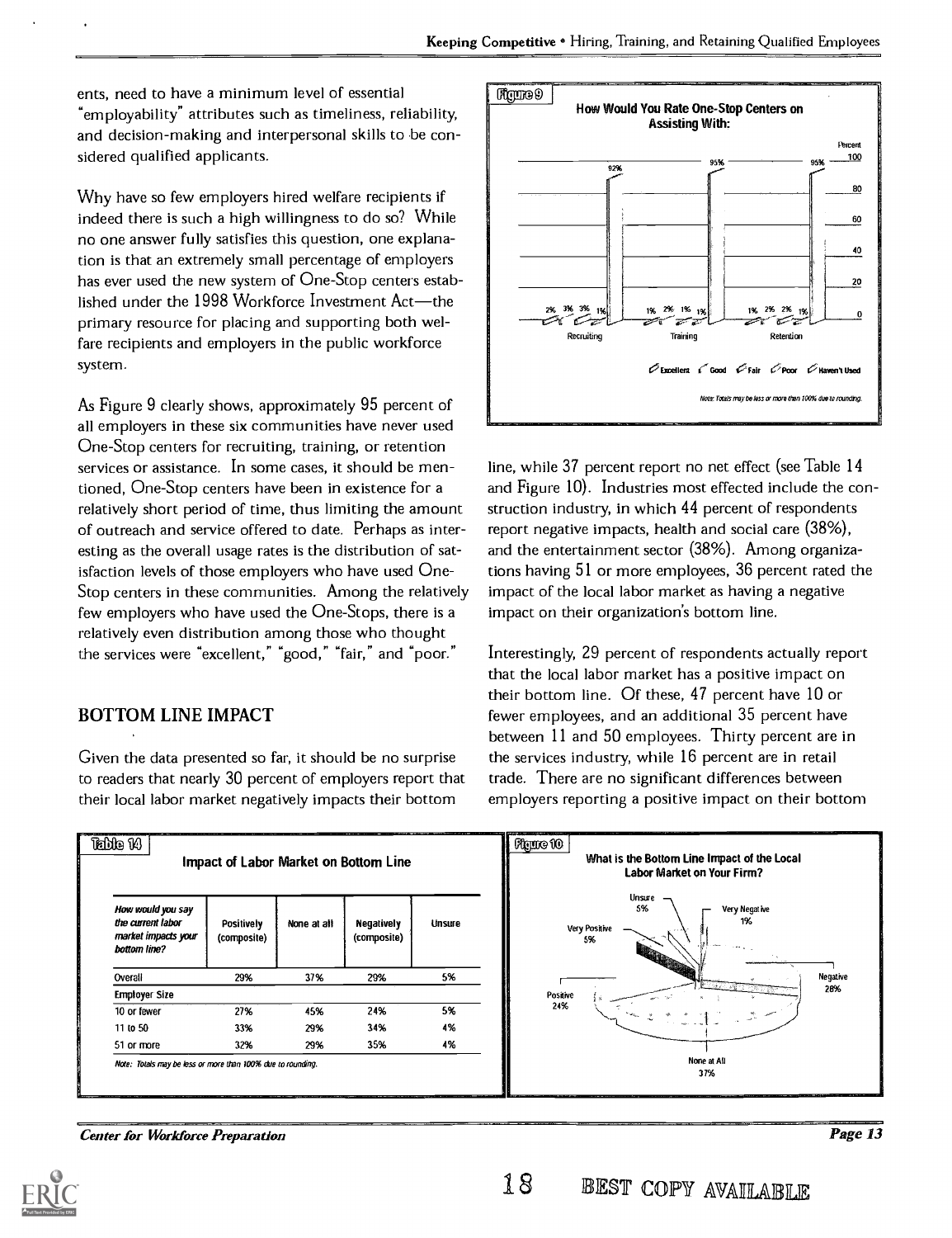ents, need to have a minimum level of essential "employability" attributes such as timeliness, reliability, and decision-making and interpersonal skills to be considered qualified applicants.

Why have so few employers hired welfare recipients if indeed there is such a high willingness to do so? While no one answer fully satisfies this question, one explanation is that an extremely small percentage of employers has ever used the new system of One-Stop centers established under the 1998 Workforce Investment Act—the primary resource for placing and supporting both welfare recipients and employers in the public workforce system.

As Figure 9 clearly shows, approximately 95 percent of all employers in these six communities have never used One-Stop centers for recruiting, training, or retention services or assistance. In some cases, it should be mentioned, One-Stop centers have been in existence for a relatively short period of time, thus limiting the amount of outreach and service offered to date. Perhaps as interesting as the overall usage rates is the distribution of satisfaction levels of those employers who have used One-Stop centers in these communities. Among the relatively few employers who have used the One-Stops, there is a relatively even distribution among those who thought the services were "excellent," "good," "fair," and "poor."

**Figure 9**

**How Would You Rate One-Stop Centers on Assisting With:**

| | Excellent | Good | Fair | Poor | Haven't Used |
|---|---|---|---|---|---|
| Recruiting | 2% | 3% | 3% | 1% | 92% |
| Training | 1% | 2% | 1% | 1% | 95% |
| Retention | 1% | 2% | 2% | 1% | 95% |

*Note: Totals may be less or more than 100% due to rounding.*

## BOTTOM LINE IMPACT

Given the data presented so far, it should be no surprise to readers that nearly 30 percent of employers report that their local labor market negatively impacts their bottom line, while 37 percent report no net effect (see Table 14 and Figure 10). Industries most effected include the construction industry, in which 44 percent of respondents report negative impacts, health and social care (38%), and the entertainment sector (38%). Among organizations having 51 or more employees, 36 percent rated the impact of the local labor market as having a negative impact on their organization's bottom line.

Interestingly, 29 percent of respondents actually report that the local labor market has a positive impact on their bottom line. Of these, 47 percent have 10 or fewer employees, and an additional 35 percent have between 11 and 50 employees. Thirty percent are in the services industry, while 16 percent are in retail trade. There are no significant differences between employers reporting a positive impact on their bottom

**Table 14**

**Impact of Labor Market on Bottom Line**

| *How would you say the current labor market impacts your bottom line?* | Positively (composite) | None at all | Negatively (composite) | Unsure |
|---|---|---|---|---|
| Overall | 29% | 37% | 29% | 5% |
| **Employer Size** | | | | |
| 10 or fewer | 27% | 45% | 24% | 5% |
| 11 to 50 | 33% | 29% | 34% | 4% |
| 51 or more | 32% | 29% | 35% | 4% |

*Note: Totals may be less or more than 100% due to rounding.*

**Figure 10**

**What is the Bottom Line Impact of the Local Labor Market on Your Firm?**

| Response | Percent |
|---|---|
| Very Positive | 5% |
| Positive | 24% |
| None at All | 37% |
| Negative | 28% |
| Very Negative | 1% |
| Unsure | 5% |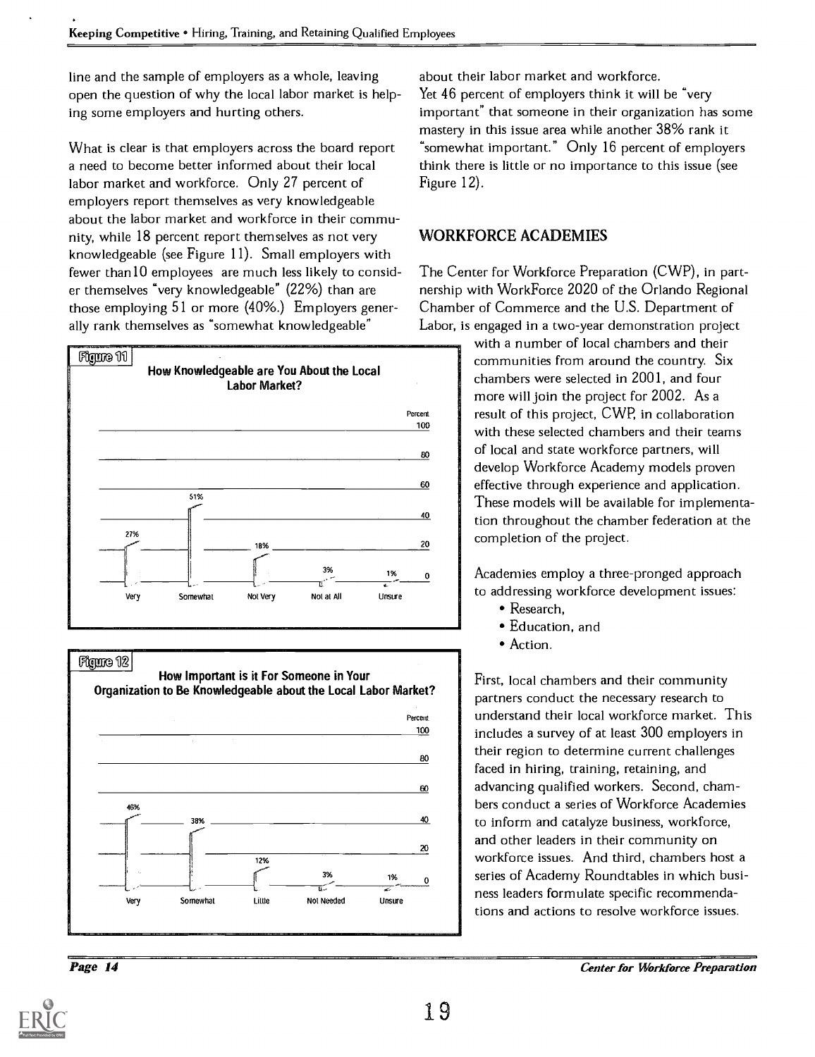line and the sample of employers as a whole, leaving open the question of why the local labor market is helping some employers and hurting others.

What is clear is that employers across the board report a need to become better informed about their local labor market and workforce. Only 27 percent of employers report themselves as very knowledgeable about the labor market and workforce in their community, while 18 percent report themselves as not very knowledgeable (see Figure 11). Small employers with fewer than 10 employees are much less likely to consider themselves "very knowledgeable" (22%) than are those employing 51 or more (40%.) Employers generally rank themselves as "somewhat knowledgeable" about their labor market and workforce.

Yet 46 percent of employers think it will be "very important" that someone in their organization has some mastery in this issue area while another 38% rank it "somewhat important." Only 16 percent of employers think there is little or no importance to this issue (see Figure 12).

**Figure 11**

**How Knowledgeable are You About the Local Labor Market?**

| Response | Percent |
|---|---|
| Very | 27% |
| Somewhat | 51% |
| Not Very | 18% |
| Not at All | 3% |
| Unsure | 1% |

**Figure 12**

**How Important is it For Someone in Your Organization to Be Knowledgeable about the Local Labor Market?**

| Response | Percent |
|---|---|
| Very | 46% |
| Somewhat | 38% |
| Little | 12% |
| Not Needed | 3% |
| Unsure | 1% |

## WORKFORCE ACADEMIES

The Center for Workforce Preparation (CWP), in partnership with WorkForce 2020 of the Orlando Regional Chamber of Commerce and the U.S. Department of Labor, is engaged in a two-year demonstration project with a number of local chambers and their communities from around the country. Six chambers were selected in 2001, and four more will join the project for 2002. As a result of this project, CWP, in collaboration with these selected chambers and their teams of local and state workforce partners, will develop Workforce Academy models proven effective through experience and application. These models will be available for implementation throughout the chamber federation at the completion of the project.

Academies employ a three-pronged approach to addressing workforce development issues:

- Research,
- Education, and
- Action.

First, local chambers and their community partners conduct the necessary research to understand their local workforce market. This includes a survey of at least 300 employers in their region to determine current challenges faced in hiring, training, retaining, and advancing qualified workers. Second, chambers conduct a series of Workforce Academies to inform and catalyze business, workforce, and other leaders in their community on workforce issues. And third, chambers host a series of Academy Roundtables in which business leaders formulate specific recommendations and actions to resolve workforce issues.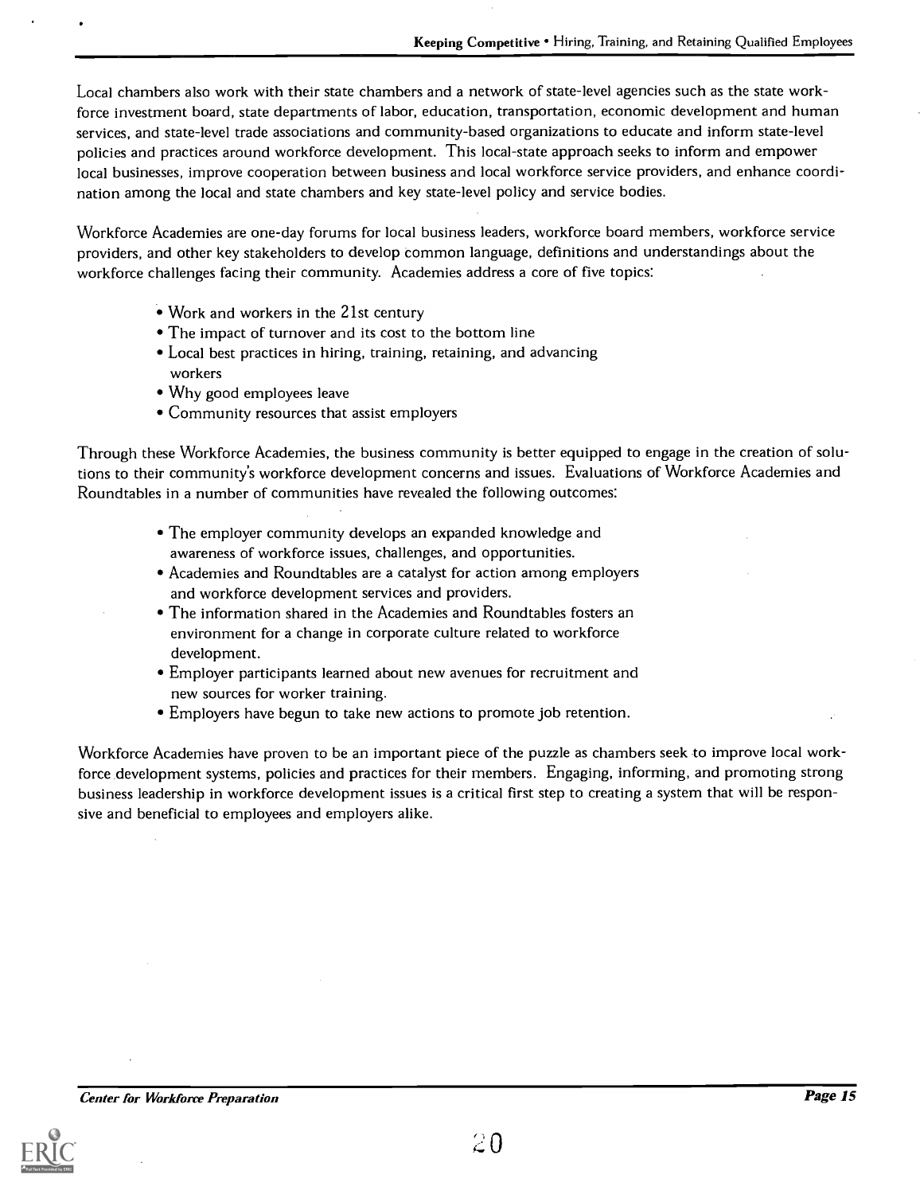Local chambers also work with their state chambers and a network of state-level agencies such as the state workforce investment board, state departments of labor, education, transportation, economic development and human services, and state-level trade associations and community-based organizations to educate and inform state-level policies and practices around workforce development. This local-state approach seeks to inform and empower local businesses, improve cooperation between business and local workforce service providers, and enhance coordination among the local and state chambers and key state-level policy and service bodies.

Workforce Academies are one-day forums for local business leaders, workforce board members, workforce service providers, and other key stakeholders to develop common language, definitions and understandings about the workforce challenges facing their community. Academies address a core of five topics:

- Work and workers in the 21st century
- The impact of turnover and its cost to the bottom line
- Local best practices in hiring, training, retaining, and advancing workers
- Why good employees leave
- Community resources that assist employers

Through these Workforce Academies, the business community is better equipped to engage in the creation of solutions to their community's workforce development concerns and issues. Evaluations of Workforce Academies and Roundtables in a number of communities have revealed the following outcomes:

- The employer community develops an expanded knowledge and awareness of workforce issues, challenges, and opportunities.
- Academies and Roundtables are a catalyst for action among employers and workforce development services and providers.
- The information shared in the Academies and Roundtables fosters an environment for a change in corporate culture related to workforce development.
- Employer participants learned about new avenues for recruitment and new sources for worker training.
- Employers have begun to take new actions to promote job retention.

Workforce Academies have proven to be an important piece of the puzzle as chambers seek to improve local workforce development systems, policies and practices for their members. Engaging, informing, and promoting strong business leadership in workforce development issues is a critical first step to creating a system that will be responsive and beneficial to employees and employers alike.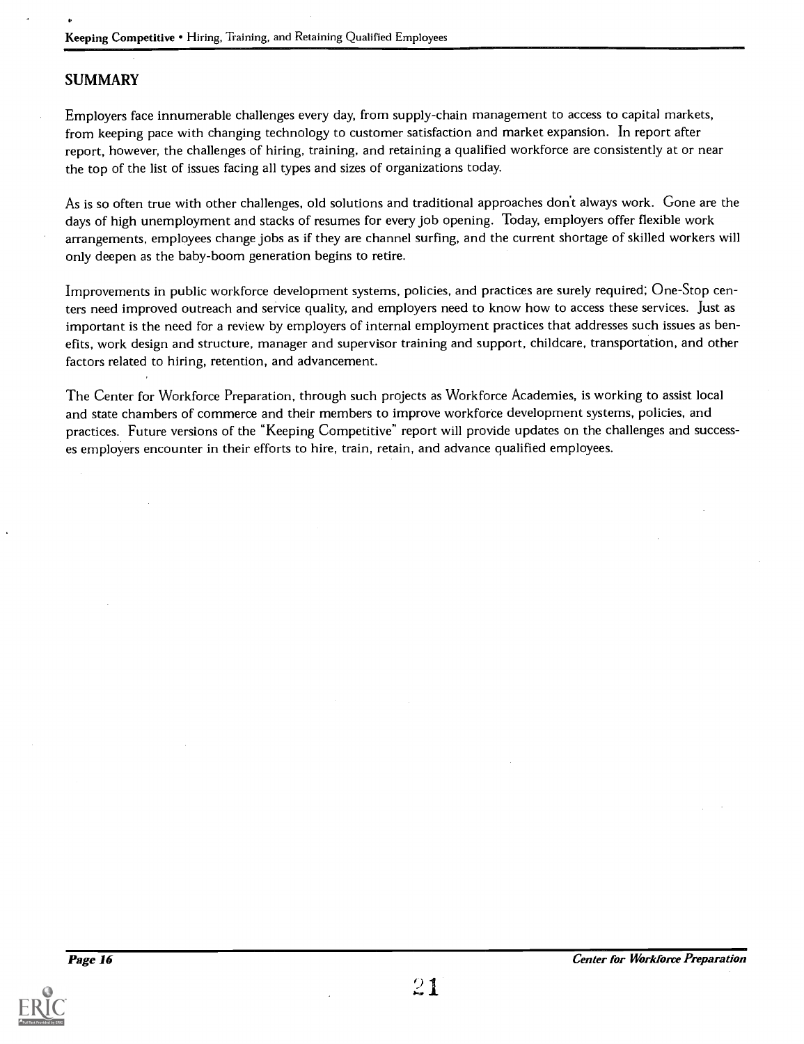## SUMMARY

Employers face innumerable challenges every day, from supply-chain management to access to capital markets, from keeping pace with changing technology to customer satisfaction and market expansion. In report after report, however, the challenges of hiring, training, and retaining a qualified workforce are consistently at or near the top of the list of issues facing all types and sizes of organizations today.

As is so often true with other challenges, old solutions and traditional approaches don't always work. Gone are the days of high unemployment and stacks of resumes for every job opening. Today, employers offer flexible work arrangements, employees change jobs as if they are channel surfing, and the current shortage of skilled workers will only deepen as the baby-boom generation begins to retire.

Improvements in public workforce development systems, policies, and practices are surely required; One-Stop centers need improved outreach and service quality, and employers need to know how to access these services. Just as important is the need for a review by employers of internal employment practices that addresses such issues as benefits, work design and structure, manager and supervisor training and support, childcare, transportation, and other factors related to hiring, retention, and advancement.

The Center for Workforce Preparation, through such projects as Workforce Academies, is working to assist local and state chambers of commerce and their members to improve workforce development systems, policies, and practices. Future versions of the "Keeping Competitive" report will provide updates on the challenges and successes employers encounter in their efforts to hire, train, retain, and advance qualified employees.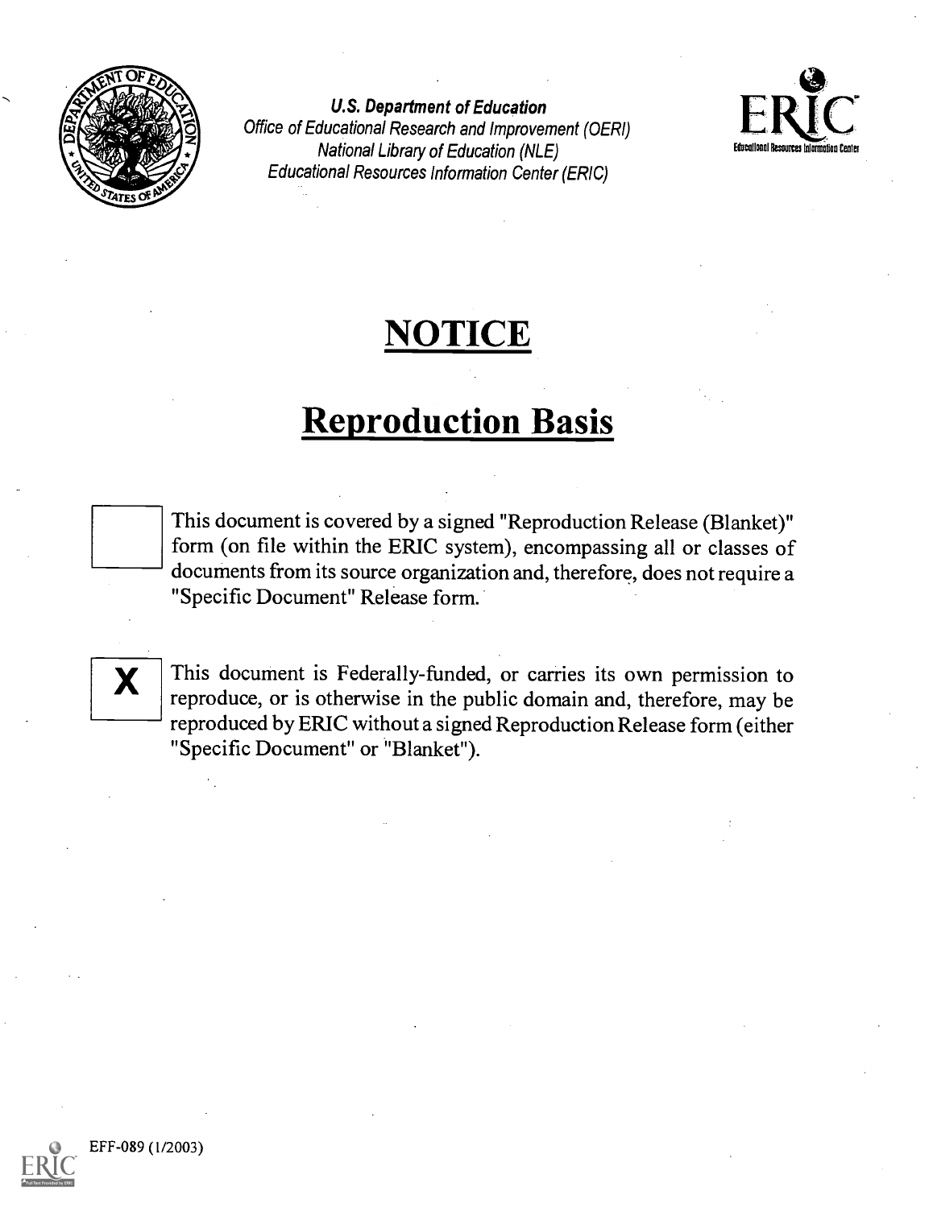**U.S. Department of Education**
*Office of Educational Research and Improvement (OERI)*
*National Library of Education (NLE)*
*Educational Resources Information Center (ERIC)*

ERIC
Educational Resources Information Center

# NOTICE

# Reproduction Basis

☐ This document is covered by a signed "Reproduction Release (Blanket)" form (on file within the ERIC system), encompassing all or classes of documents from its source organization and, therefore, does not require a "Specific Document" Release form.

☒ This document is Federally-funded, or carries its own permission to reproduce, or is otherwise in the public domain and, therefore, may be reproduced by ERIC without a signed Reproduction Release form (either "Specific Document" or "Blanket").

EFF-089 (1/2003)